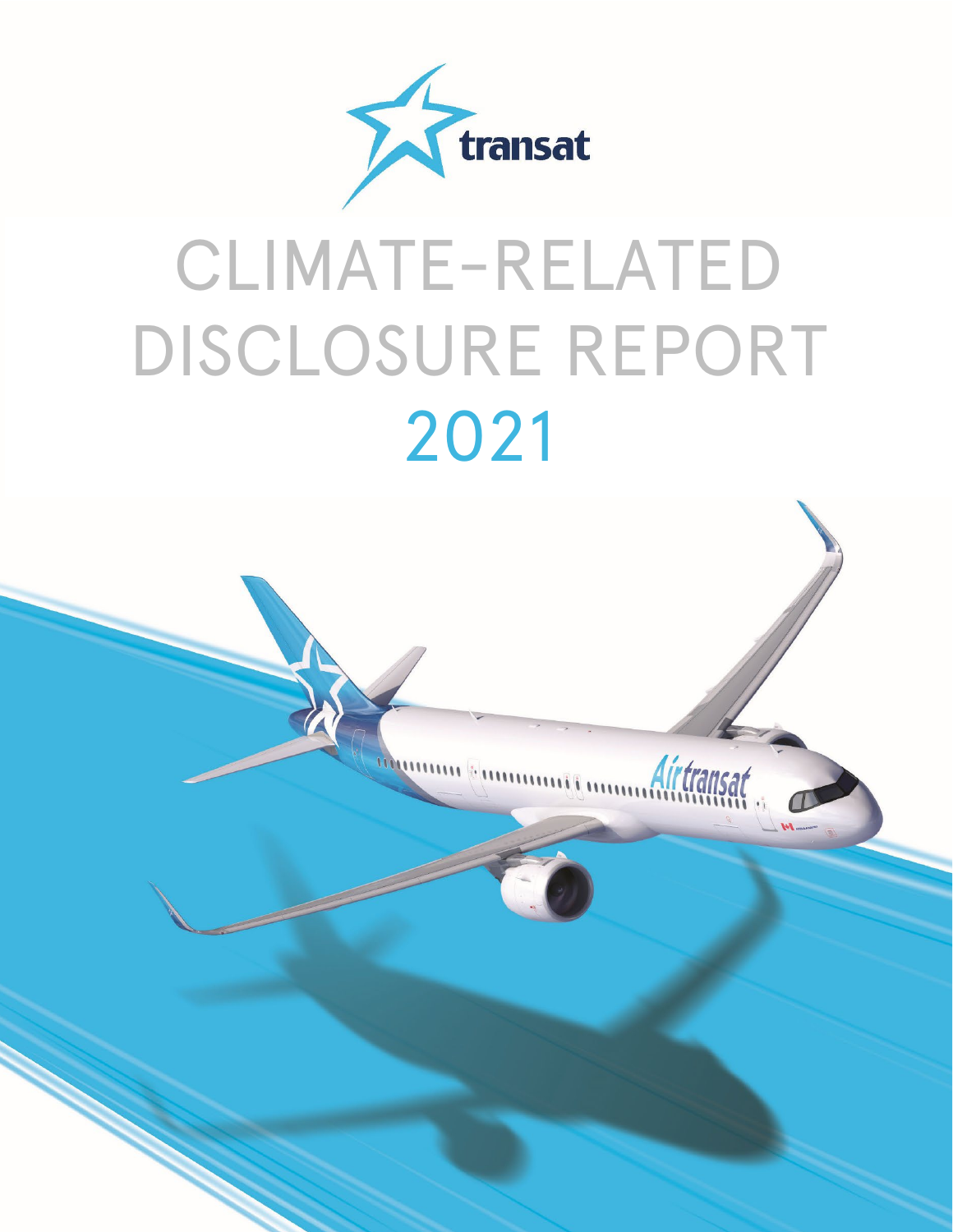transsat

# CLIMATE-RELATED DISCLOSURE REPORT 2021

transat

# CLIMATE-RELATED DISCLOSURE REPORT 2021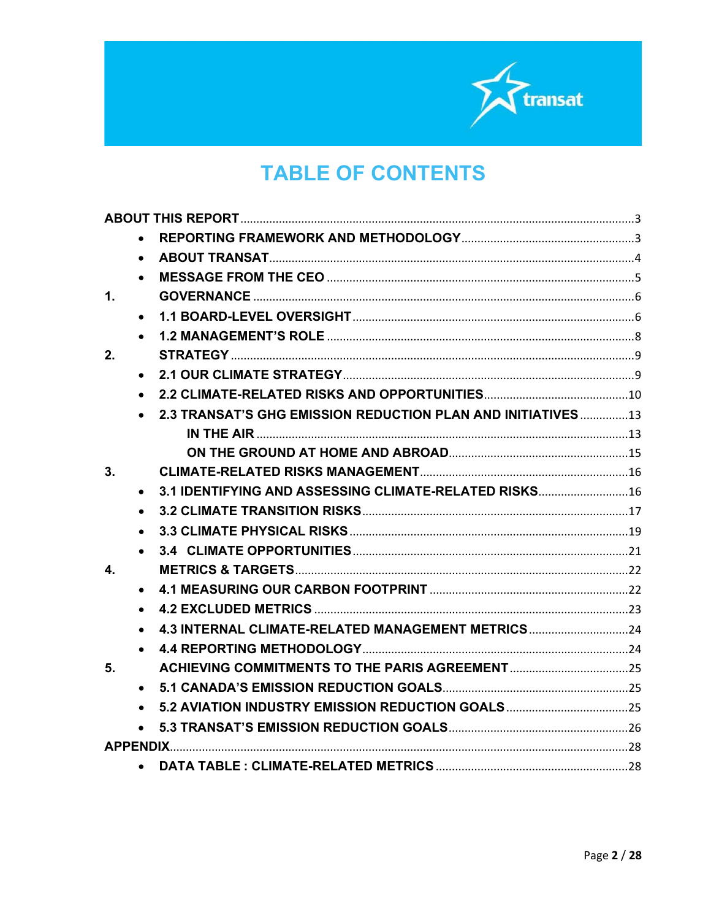# TABLE OF CONTENTS

ABOUT THIS REPORT ..... 3

- REPORTING FRAMEWORK AND METHODOLOGY ..... 3
- ABOUT TRANSAT ..... 4
- MESSAGE FROM THE CEO ..... 5

1. GOVERNANCE ..... 6
   - 1.1 BOARD-LEVEL OVERSIGHT ..... 6
   - 1.2 MANAGEMENT'S ROLE ..... 8
2. STRATEGY ..... 9
   - 2.1 OUR CLIMATE STRATEGY ..... 9
   - 2.2 CLIMATE-RELATED RISKS AND OPPORTUNITIES ..... 10
   - 2.3 TRANSAT'S GHG EMISSION REDUCTION PLAN AND INITIATIVES ..... 13
     - IN THE AIR ..... 13
     - ON THE GROUND AT HOME AND ABROAD ..... 15
3. CLIMATE-RELATED RISKS MANAGEMENT ..... 16
   - 3.1 IDENTIFYING AND ASSESSING CLIMATE-RELATED RISKS ..... 16
   - 3.2 CLIMATE TRANSITION RISKS ..... 17
   - 3.3 CLIMATE PHYSICAL RISKS ..... 19
   - 3.4 CLIMATE OPPORTUNITIES ..... 21
4. METRICS & TARGETS ..... 22
   - 4.1 MEASURING OUR CARBON FOOTPRINT ..... 22
   - 4.2 EXCLUDED METRICS ..... 23
   - 4.3 INTERNAL CLIMATE-RELATED MANAGEMENT METRICS ..... 24
   - 4.4 REPORTING METHODOLOGY ..... 24
5. ACHIEVING COMMITMENTS TO THE PARIS AGREEMENT ..... 25
   - 5.1 CANADA'S EMISSION REDUCTION GOALS ..... 25
   - 5.2 AVIATION INDUSTRY EMISSION REDUCTION GOALS ..... 25
   - 5.3 TRANSAT'S EMISSION REDUCTION GOALS ..... 26

APPENDIX ..... 28

- DATA TABLE : CLIMATE-RELATED METRICS ..... 28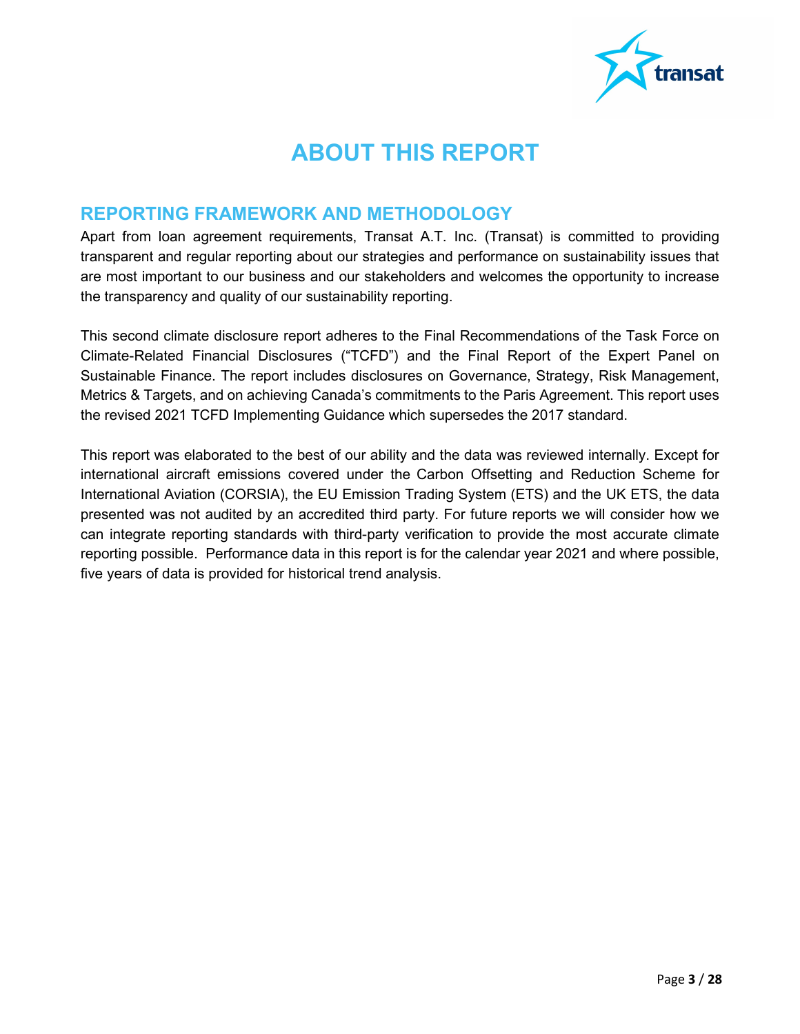# ABOUT THIS REPORT

## REPORTING FRAMEWORK AND METHODOLOGY

Apart from loan agreement requirements, Transat A.T. Inc. (Transat) is committed to providing transparent and regular reporting about our strategies and performance on sustainability issues that are most important to our business and our stakeholders and welcomes the opportunity to increase the transparency and quality of our sustainability reporting.

This second climate disclosure report adheres to the Final Recommendations of the Task Force on Climate-Related Financial Disclosures ("TCFD") and the Final Report of the Expert Panel on Sustainable Finance. The report includes disclosures on Governance, Strategy, Risk Management, Metrics & Targets, and on achieving Canada's commitments to the Paris Agreement. This report uses the revised 2021 TCFD Implementing Guidance which supersedes the 2017 standard.

This report was elaborated to the best of our ability and the data was reviewed internally. Except for international aircraft emissions covered under the Carbon Offsetting and Reduction Scheme for International Aviation (CORSIA), the EU Emission Trading System (ETS) and the UK ETS, the data presented was not audited by an accredited third party. For future reports we will consider how we can integrate reporting standards with third-party verification to provide the most accurate climate reporting possible. Performance data in this report is for the calendar year 2021 and where possible, five years of data is provided for historical trend analysis.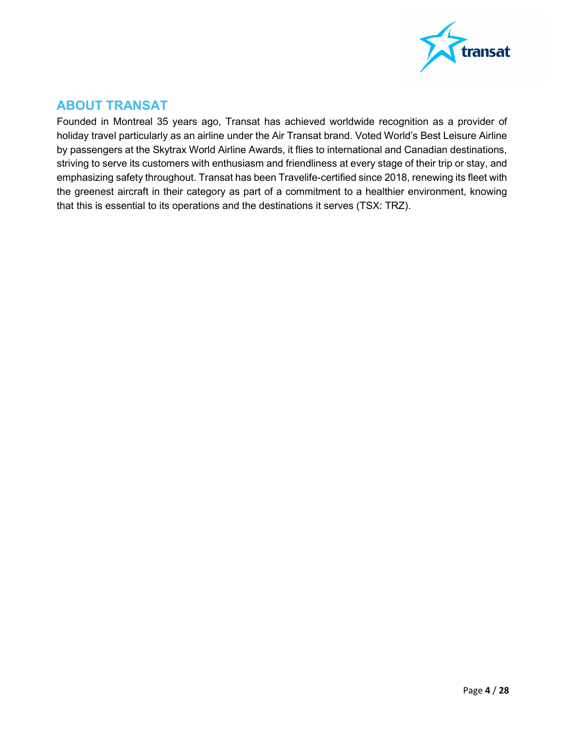## ABOUT TRANSAT

Founded in Montreal 35 years ago, Transat has achieved worldwide recognition as a provider of holiday travel particularly as an airline under the Air Transat brand. Voted World's Best Leisure Airline by passengers at the Skytrax World Airline Awards, it flies to international and Canadian destinations, striving to serve its customers with enthusiasm and friendliness at every stage of their trip or stay, and emphasizing safety throughout. Transat has been Travelife-certified since 2018, renewing its fleet with the greenest aircraft in their category as part of a commitment to a healthier environment, knowing that this is essential to its operations and the destinations it serves (TSX: TRZ).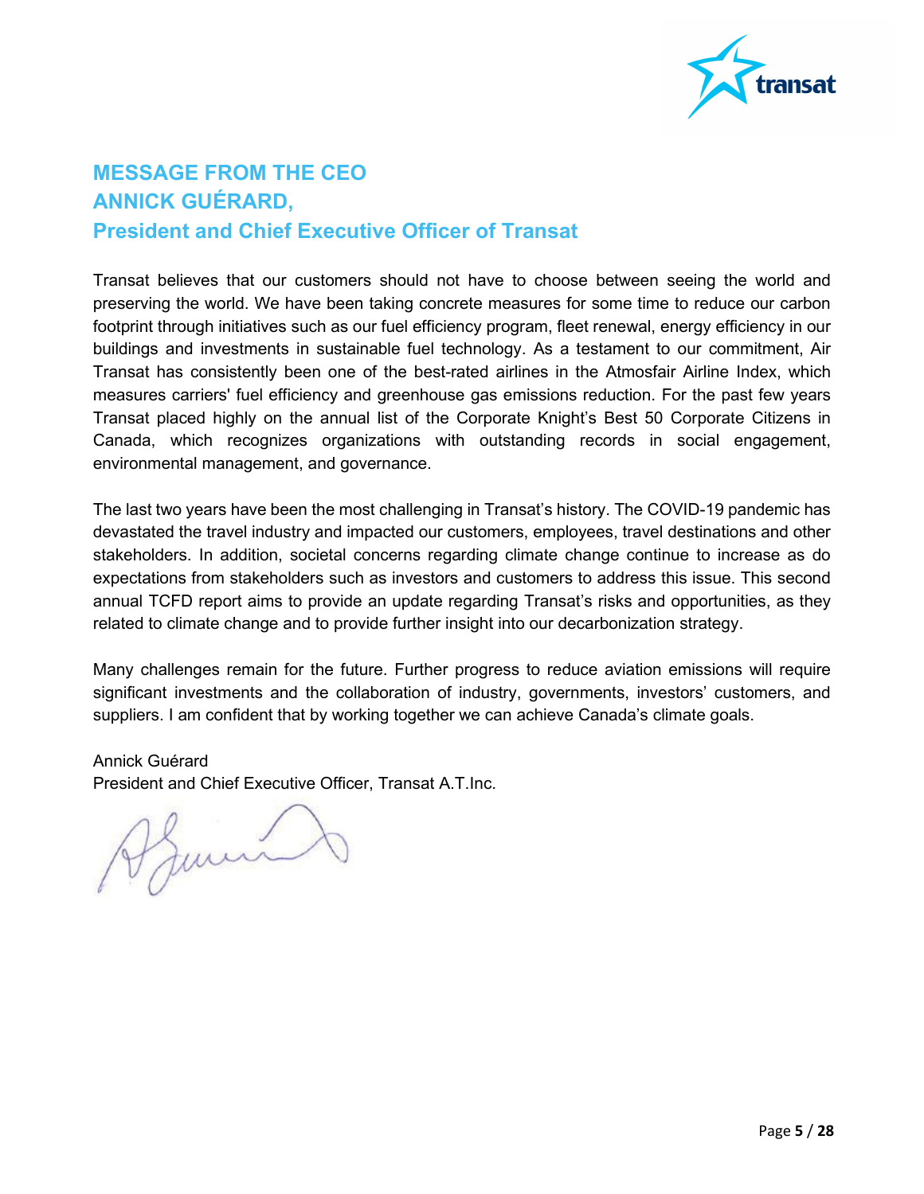# MESSAGE FROM THE CEO
# ANNICK GUÉRARD,
# President and Chief Executive Officer of Transat

Transat believes that our customers should not have to choose between seeing the world and preserving the world. We have been taking concrete measures for some time to reduce our carbon footprint through initiatives such as our fuel efficiency program, fleet renewal, energy efficiency in our buildings and investments in sustainable fuel technology. As a testament to our commitment, Air Transat has consistently been one of the best-rated airlines in the Atmosfair Airline Index, which measures carriers' fuel efficiency and greenhouse gas emissions reduction. For the past few years Transat placed highly on the annual list of the Corporate Knight's Best 50 Corporate Citizens in Canada, which recognizes organizations with outstanding records in social engagement, environmental management, and governance.

The last two years have been the most challenging in Transat's history. The COVID-19 pandemic has devastated the travel industry and impacted our customers, employees, travel destinations and other stakeholders. In addition, societal concerns regarding climate change continue to increase as do expectations from stakeholders such as investors and customers to address this issue. This second annual TCFD report aims to provide an update regarding Transat's risks and opportunities, as they related to climate change and to provide further insight into our decarbonization strategy.

Many challenges remain for the future. Further progress to reduce aviation emissions will require significant investments and the collaboration of industry, governments, investors' customers, and suppliers. I am confident that by working together we can achieve Canada's climate goals.

Annick Guérard
President and Chief Executive Officer, Transat A.T.Inc.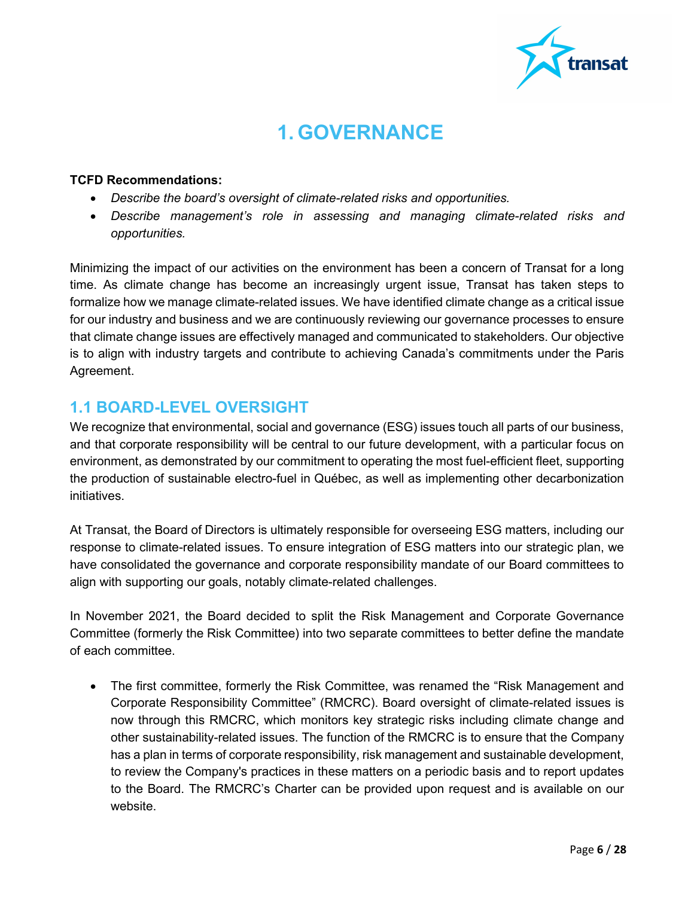# 1. GOVERNANCE

**TCFD Recommendations:**

- *Describe the board's oversight of climate-related risks and opportunities.*
- *Describe management's role in assessing and managing climate-related risks and opportunities.*

Minimizing the impact of our activities on the environment has been a concern of Transat for a long time. As climate change has become an increasingly urgent issue, Transat has taken steps to formalize how we manage climate-related issues. We have identified climate change as a critical issue for our industry and business and we are continuously reviewing our governance processes to ensure that climate change issues are effectively managed and communicated to stakeholders. Our objective is to align with industry targets and contribute to achieving Canada's commitments under the Paris Agreement.

## 1.1 BOARD-LEVEL OVERSIGHT

We recognize that environmental, social and governance (ESG) issues touch all parts of our business, and that corporate responsibility will be central to our future development, with a particular focus on environment, as demonstrated by our commitment to operating the most fuel-efficient fleet, supporting the production of sustainable electro-fuel in Québec, as well as implementing other decarbonization initiatives.

At Transat, the Board of Directors is ultimately responsible for overseeing ESG matters, including our response to climate-related issues. To ensure integration of ESG matters into our strategic plan, we have consolidated the governance and corporate responsibility mandate of our Board committees to align with supporting our goals, notably climate-related challenges.

In November 2021, the Board decided to split the Risk Management and Corporate Governance Committee (formerly the Risk Committee) into two separate committees to better define the mandate of each committee.

- The first committee, formerly the Risk Committee, was renamed the "Risk Management and Corporate Responsibility Committee" (RMCRC). Board oversight of climate-related issues is now through this RMCRC, which monitors key strategic risks including climate change and other sustainability-related issues. The function of the RMCRC is to ensure that the Company has a plan in terms of corporate responsibility, risk management and sustainable development, to review the Company's practices in these matters on a periodic basis and to report updates to the Board. The RMCRC's Charter can be provided upon request and is available on our website.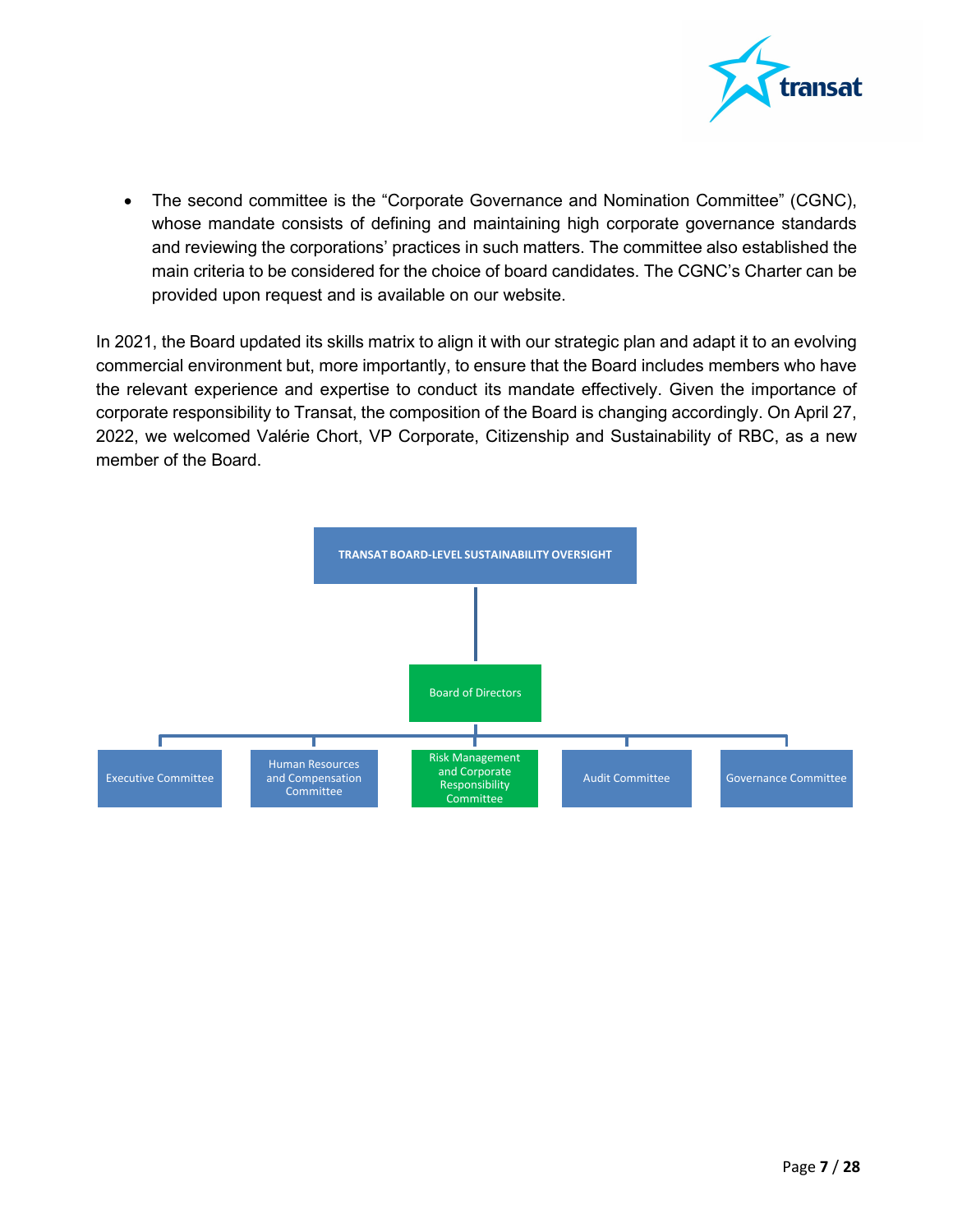- The second committee is the "Corporate Governance and Nomination Committee" (CGNC), whose mandate consists of defining and maintaining high corporate governance standards and reviewing the corporations' practices in such matters. The committee also established the main criteria to be considered for the choice of board candidates. The CGNC's Charter can be provided upon request and is available on our website.

In 2021, the Board updated its skills matrix to align it with our strategic plan and adapt it to an evolving commercial environment but, more importantly, to ensure that the Board includes members who have the relevant experience and expertise to conduct its mandate effectively. Given the importance of corporate responsibility to Transat, the composition of the Board is changing accordingly. On April 27, 2022, we welcomed Valérie Chort, VP Corporate, Citizenship and Sustainability of RBC, as a new member of the Board.

**TRANSAT BOARD-LEVEL SUSTAINABILITY OVERSIGHT**

- Board of Directors
  - Executive Committee
  - Human Resources and Compensation Committee
  - Risk Management and Corporate Responsibility Committee
  - Audit Committee
  - Governance Committee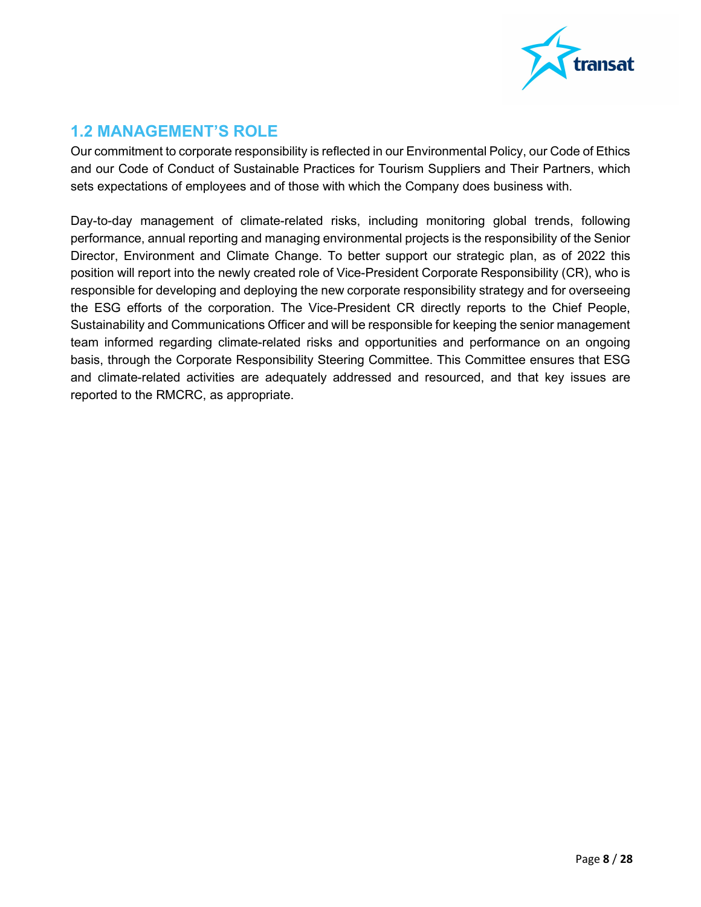## 1.2 MANAGEMENT'S ROLE

Our commitment to corporate responsibility is reflected in our Environmental Policy, our Code of Ethics and our Code of Conduct of Sustainable Practices for Tourism Suppliers and Their Partners, which sets expectations of employees and of those with which the Company does business with.

Day-to-day management of climate-related risks, including monitoring global trends, following performance, annual reporting and managing environmental projects is the responsibility of the Senior Director, Environment and Climate Change. To better support our strategic plan, as of 2022 this position will report into the newly created role of Vice-President Corporate Responsibility (CR), who is responsible for developing and deploying the new corporate responsibility strategy and for overseeing the ESG efforts of the corporation. The Vice-President CR directly reports to the Chief People, Sustainability and Communications Officer and will be responsible for keeping the senior management team informed regarding climate-related risks and opportunities and performance on an ongoing basis, through the Corporate Responsibility Steering Committee. This Committee ensures that ESG and climate-related activities are adequately addressed and resourced, and that key issues are reported to the RMCRC, as appropriate.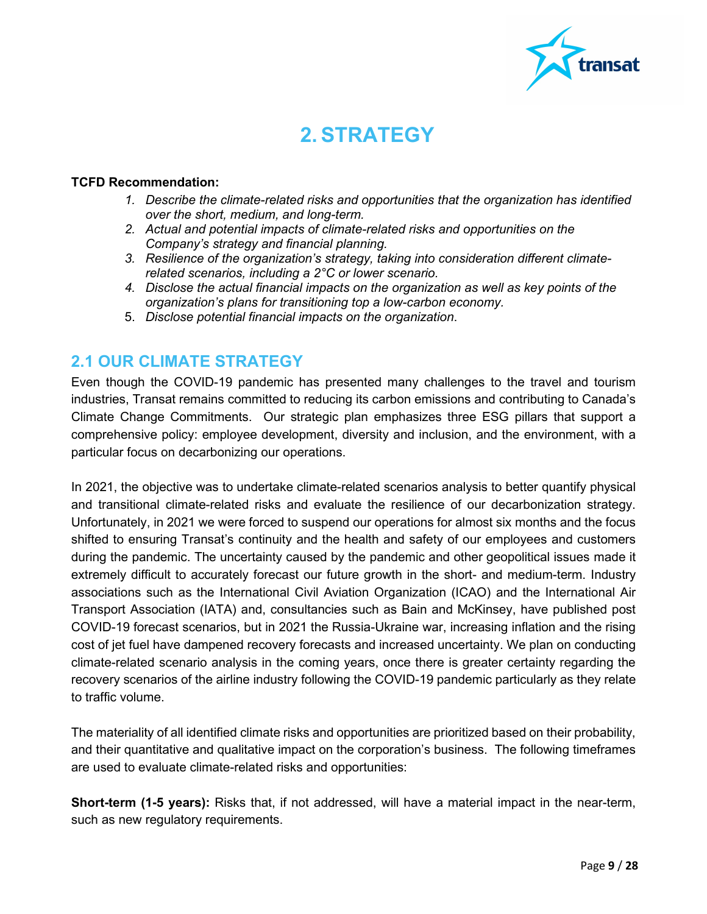# 2. STRATEGY

**TCFD Recommendation:**

1. *Describe the climate-related risks and opportunities that the organization has identified over the short, medium, and long-term.*
2. *Actual and potential impacts of climate-related risks and opportunities on the Company's strategy and financial planning.*
3. *Resilience of the organization's strategy, taking into consideration different climate-related scenarios, including a 2°C or lower scenario.*
4. *Disclose the actual financial impacts on the organization as well as key points of the organization's plans for transitioning top a low-carbon economy.*
5. *Disclose potential financial impacts on the organization*.

## 2.1 OUR CLIMATE STRATEGY

Even though the COVID-19 pandemic has presented many challenges to the travel and tourism industries, Transat remains committed to reducing its carbon emissions and contributing to Canada's Climate Change Commitments. Our strategic plan emphasizes three ESG pillars that support a comprehensive policy: employee development, diversity and inclusion, and the environment, with a particular focus on decarbonizing our operations.

In 2021, the objective was to undertake climate-related scenarios analysis to better quantify physical and transitional climate-related risks and evaluate the resilience of our decarbonization strategy. Unfortunately, in 2021 we were forced to suspend our operations for almost six months and the focus shifted to ensuring Transat's continuity and the health and safety of our employees and customers during the pandemic. The uncertainty caused by the pandemic and other geopolitical issues made it extremely difficult to accurately forecast our future growth in the short- and medium-term. Industry associations such as the International Civil Aviation Organization (ICAO) and the International Air Transport Association (IATA) and, consultancies such as Bain and McKinsey, have published post COVID-19 forecast scenarios, but in 2021 the Russia-Ukraine war, increasing inflation and the rising cost of jet fuel have dampened recovery forecasts and increased uncertainty. We plan on conducting climate-related scenario analysis in the coming years, once there is greater certainty regarding the recovery scenarios of the airline industry following the COVID-19 pandemic particularly as they relate to traffic volume.

The materiality of all identified climate risks and opportunities are prioritized based on their probability, and their quantitative and qualitative impact on the corporation's business. The following timeframes are used to evaluate climate-related risks and opportunities:

**Short-term (1-5 years):** Risks that, if not addressed, will have a material impact in the near-term, such as new regulatory requirements.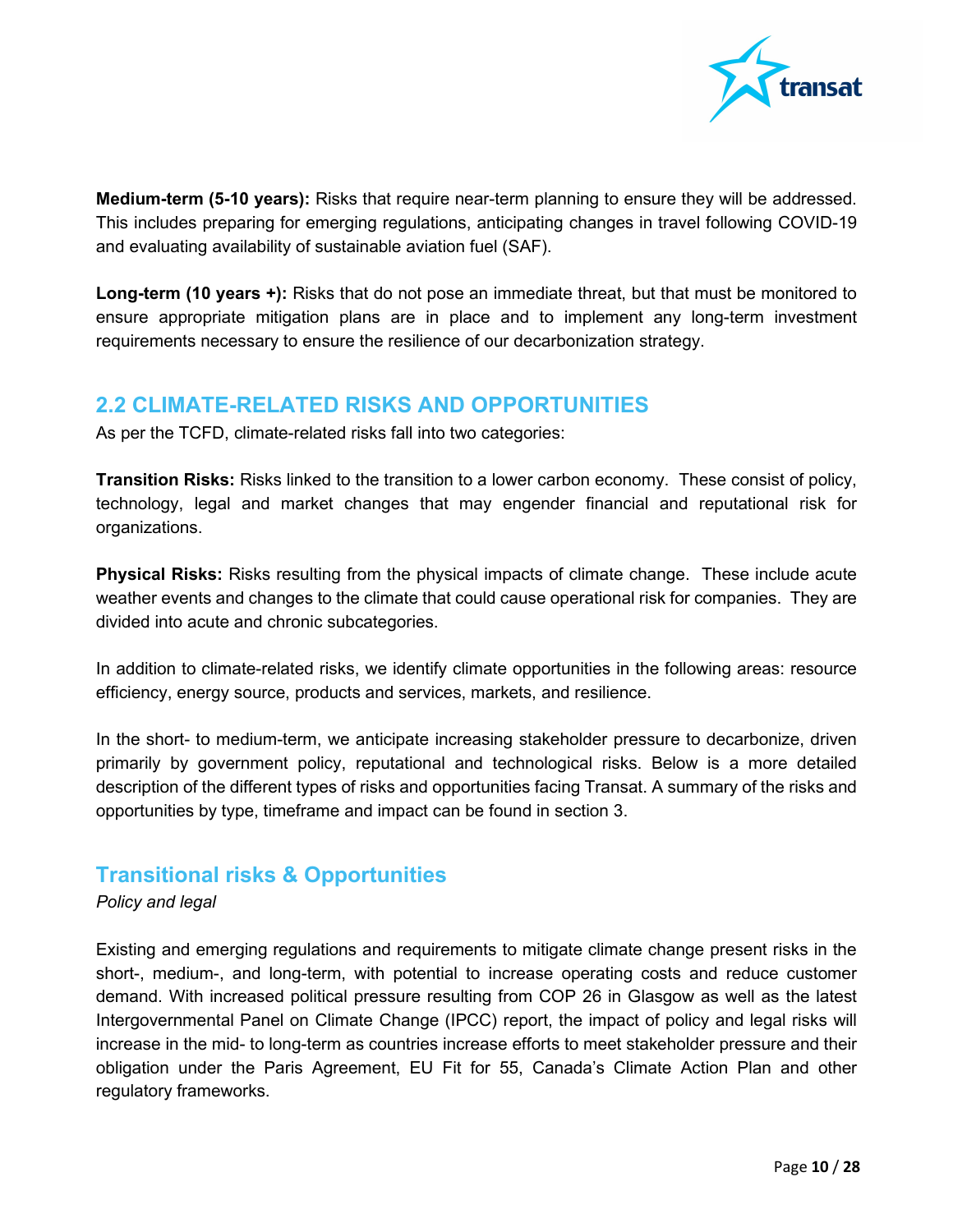**Medium-term (5-10 years):** Risks that require near-term planning to ensure they will be addressed. This includes preparing for emerging regulations, anticipating changes in travel following COVID-19 and evaluating availability of sustainable aviation fuel (SAF).

**Long-term (10 years +):** Risks that do not pose an immediate threat, but that must be monitored to ensure appropriate mitigation plans are in place and to implement any long-term investment requirements necessary to ensure the resilience of our decarbonization strategy.

## 2.2 CLIMATE-RELATED RISKS AND OPPORTUNITIES

As per the TCFD, climate-related risks fall into two categories:

**Transition Risks:** Risks linked to the transition to a lower carbon economy. These consist of policy, technology, legal and market changes that may engender financial and reputational risk for organizations.

**Physical Risks:** Risks resulting from the physical impacts of climate change. These include acute weather events and changes to the climate that could cause operational risk for companies. They are divided into acute and chronic subcategories.

In addition to climate-related risks, we identify climate opportunities in the following areas: resource efficiency, energy source, products and services, markets, and resilience.

In the short- to medium-term, we anticipate increasing stakeholder pressure to decarbonize, driven primarily by government policy, reputational and technological risks. Below is a more detailed description of the different types of risks and opportunities facing Transat. A summary of the risks and opportunities by type, timeframe and impact can be found in section 3.

## Transitional risks & Opportunities

*Policy and legal*

Existing and emerging regulations and requirements to mitigate climate change present risks in the short-, medium-, and long-term, with potential to increase operating costs and reduce customer demand. With increased political pressure resulting from COP 26 in Glasgow as well as the latest Intergovernmental Panel on Climate Change (IPCC) report, the impact of policy and legal risks will increase in the mid- to long-term as countries increase efforts to meet stakeholder pressure and their obligation under the Paris Agreement, EU Fit for 55, Canada's Climate Action Plan and other regulatory frameworks.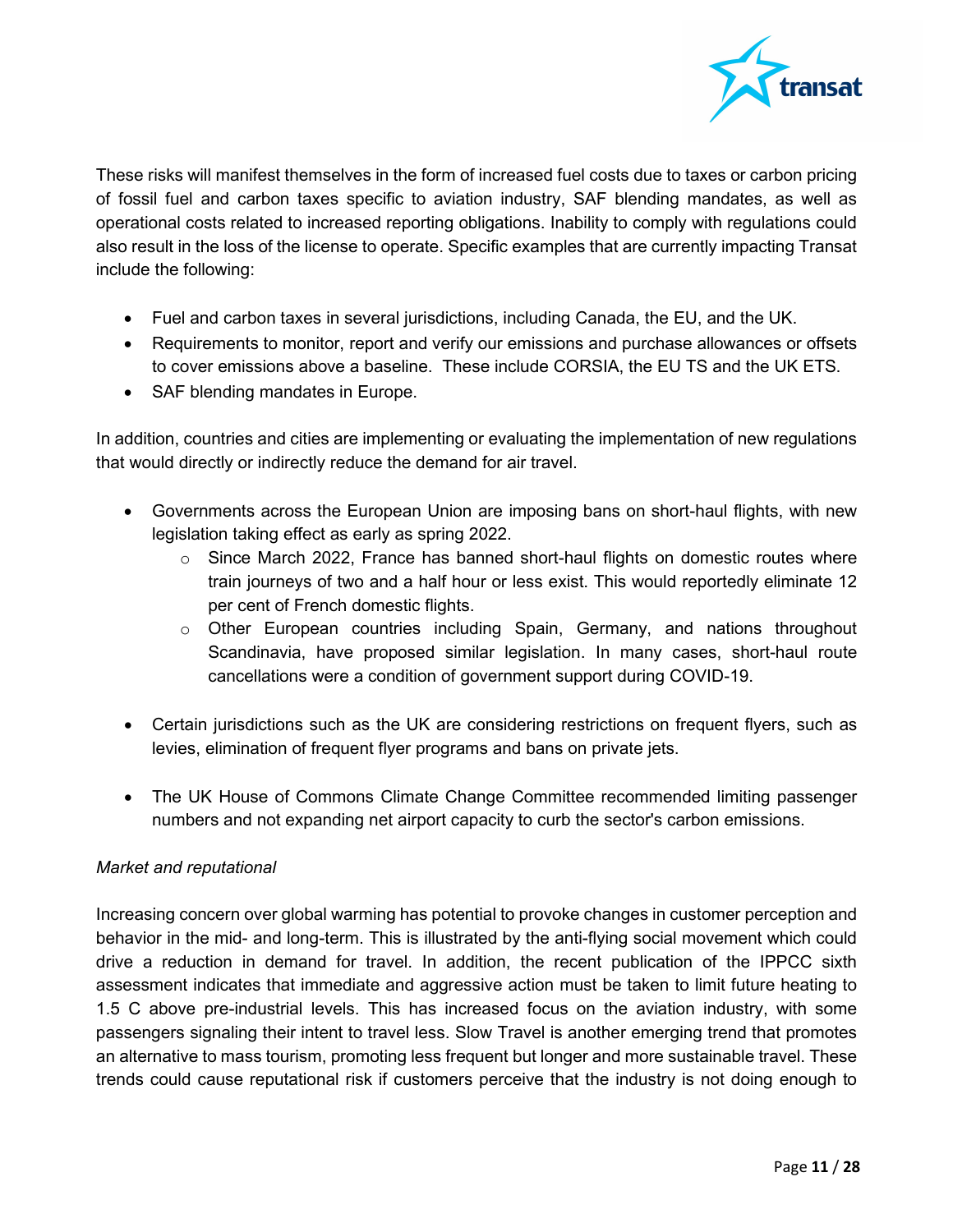These risks will manifest themselves in the form of increased fuel costs due to taxes or carbon pricing of fossil fuel and carbon taxes specific to aviation industry, SAF blending mandates, as well as operational costs related to increased reporting obligations. Inability to comply with regulations could also result in the loss of the license to operate. Specific examples that are currently impacting Transat include the following:

- Fuel and carbon taxes in several jurisdictions, including Canada, the EU, and the UK.
- Requirements to monitor, report and verify our emissions and purchase allowances or offsets to cover emissions above a baseline. These include CORSIA, the EU TS and the UK ETS.
- SAF blending mandates in Europe.

In addition, countries and cities are implementing or evaluating the implementation of new regulations that would directly or indirectly reduce the demand for air travel.

- Governments across the European Union are imposing bans on short-haul flights, with new legislation taking effect as early as spring 2022.
  - Since March 2022, France has banned short-haul flights on domestic routes where train journeys of two and a half hour or less exist. This would reportedly eliminate 12 per cent of French domestic flights.
  - Other European countries including Spain, Germany, and nations throughout Scandinavia, have proposed similar legislation. In many cases, short-haul route cancellations were a condition of government support during COVID-19.

- Certain jurisdictions such as the UK are considering restrictions on frequent flyers, such as levies, elimination of frequent flyer programs and bans on private jets.

- The UK House of Commons Climate Change Committee recommended limiting passenger numbers and not expanding net airport capacity to curb the sector's carbon emissions.

*Market and reputational*

Increasing concern over global warming has potential to provoke changes in customer perception and behavior in the mid- and long-term. This is illustrated by the anti-flying social movement which could drive a reduction in demand for travel. In addition, the recent publication of the IPPCC sixth assessment indicates that immediate and aggressive action must be taken to limit future heating to 1.5 C above pre-industrial levels. This has increased focus on the aviation industry, with some passengers signaling their intent to travel less. Slow Travel is another emerging trend that promotes an alternative to mass tourism, promoting less frequent but longer and more sustainable travel. These trends could cause reputational risk if customers perceive that the industry is not doing enough to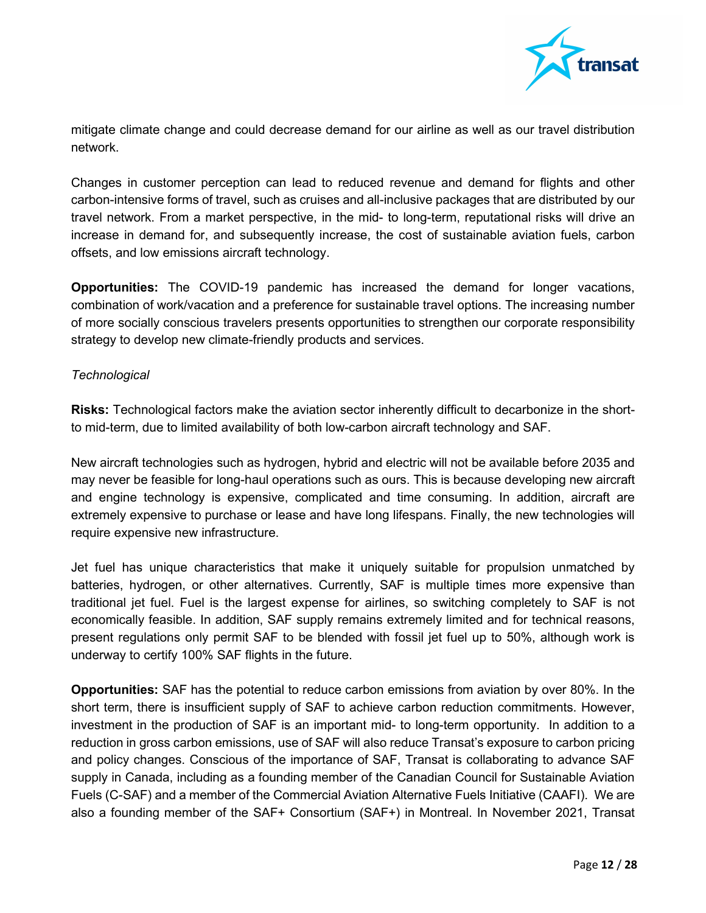mitigate climate change and could decrease demand for our airline as well as our travel distribution network.

Changes in customer perception can lead to reduced revenue and demand for flights and other carbon-intensive forms of travel, such as cruises and all-inclusive packages that are distributed by our travel network. From a market perspective, in the mid- to long-term, reputational risks will drive an increase in demand for, and subsequently increase, the cost of sustainable aviation fuels, carbon offsets, and low emissions aircraft technology.

**Opportunities:** The COVID-19 pandemic has increased the demand for longer vacations, combination of work/vacation and a preference for sustainable travel options. The increasing number of more socially conscious travelers presents opportunities to strengthen our corporate responsibility strategy to develop new climate-friendly products and services.

*Technological*

**Risks:** Technological factors make the aviation sector inherently difficult to decarbonize in the short- to mid-term, due to limited availability of both low-carbon aircraft technology and SAF.

New aircraft technologies such as hydrogen, hybrid and electric will not be available before 2035 and may never be feasible for long-haul operations such as ours. This is because developing new aircraft and engine technology is expensive, complicated and time consuming. In addition, aircraft are extremely expensive to purchase or lease and have long lifespans. Finally, the new technologies will require expensive new infrastructure.

Jet fuel has unique characteristics that make it uniquely suitable for propulsion unmatched by batteries, hydrogen, or other alternatives. Currently, SAF is multiple times more expensive than traditional jet fuel. Fuel is the largest expense for airlines, so switching completely to SAF is not economically feasible. In addition, SAF supply remains extremely limited and for technical reasons, present regulations only permit SAF to be blended with fossil jet fuel up to 50%, although work is underway to certify 100% SAF flights in the future.

**Opportunities:** SAF has the potential to reduce carbon emissions from aviation by over 80%. In the short term, there is insufficient supply of SAF to achieve carbon reduction commitments. However, investment in the production of SAF is an important mid- to long-term opportunity. In addition to a reduction in gross carbon emissions, use of SAF will also reduce Transat's exposure to carbon pricing and policy changes. Conscious of the importance of SAF, Transat is collaborating to advance SAF supply in Canada, including as a founding member of the Canadian Council for Sustainable Aviation Fuels (C-SAF) and a member of the Commercial Aviation Alternative Fuels Initiative (CAAFI). We are also a founding member of the SAF+ Consortium (SAF+) in Montreal. In November 2021, Transat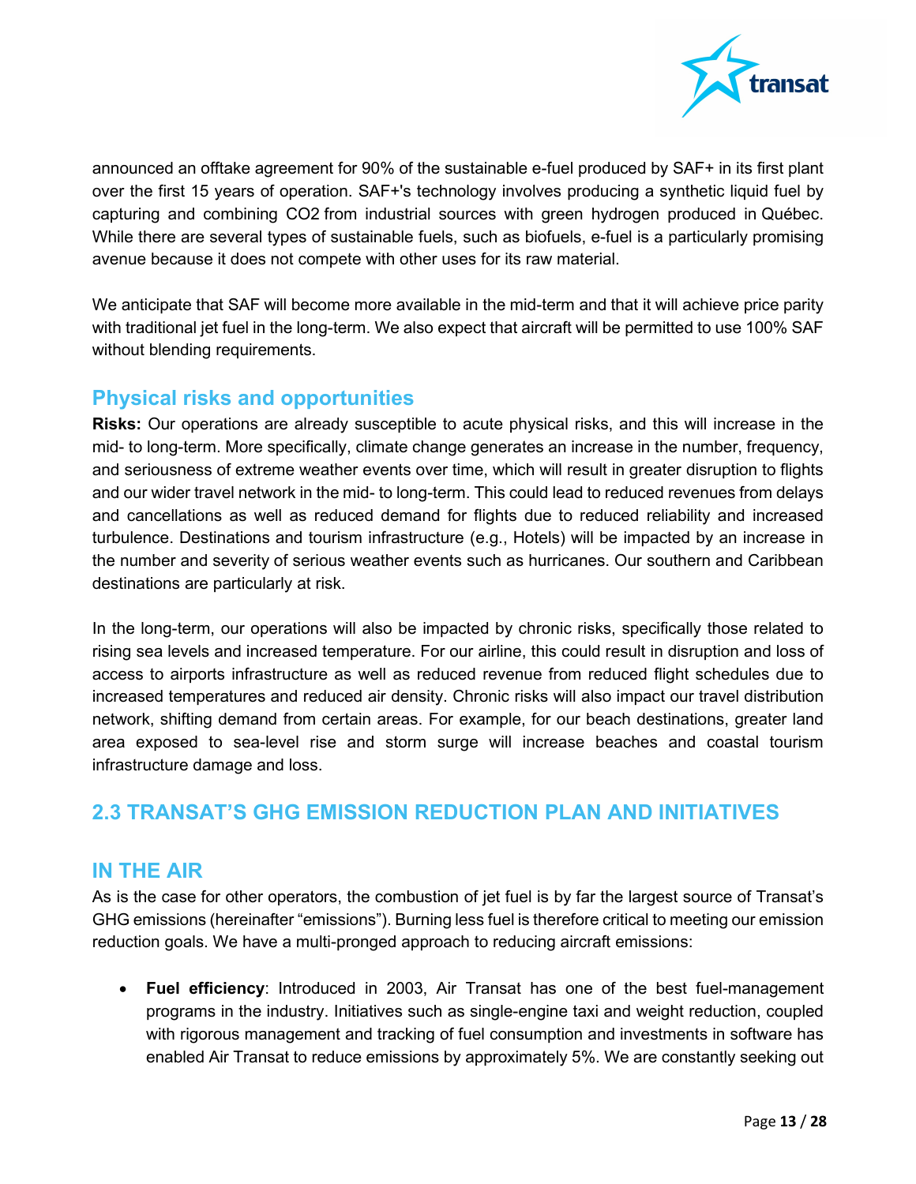announced an offtake agreement for 90% of the sustainable e-fuel produced by SAF+ in its first plant over the first 15 years of operation. SAF+'s technology involves producing a synthetic liquid fuel by capturing and combining $CO_2$ from industrial sources with green hydrogen produced in Québec. While there are several types of sustainable fuels, such as biofuels, e-fuel is a particularly promising avenue because it does not compete with other uses for its raw material.

We anticipate that SAF will become more available in the mid-term and that it will achieve price parity with traditional jet fuel in the long-term. We also expect that aircraft will be permitted to use 100% SAF without blending requirements.

### Physical risks and opportunities

**Risks:** Our operations are already susceptible to acute physical risks, and this will increase in the mid- to long-term. More specifically, climate change generates an increase in the number, frequency, and seriousness of extreme weather events over time, which will result in greater disruption to flights and our wider travel network in the mid- to long-term. This could lead to reduced revenues from delays and cancellations as well as reduced demand for flights due to reduced reliability and increased turbulence. Destinations and tourism infrastructure (e.g., Hotels) will be impacted by an increase in the number and severity of serious weather events such as hurricanes. Our southern and Caribbean destinations are particularly at risk.

In the long-term, our operations will also be impacted by chronic risks, specifically those related to rising sea levels and increased temperature. For our airline, this could result in disruption and loss of access to airports infrastructure as well as reduced revenue from reduced flight schedules due to increased temperatures and reduced air density. Chronic risks will also impact our travel distribution network, shifting demand from certain areas. For example, for our beach destinations, greater land area exposed to sea-level rise and storm surge will increase beaches and coastal tourism infrastructure damage and loss.

## 2.3 TRANSAT'S GHG EMISSION REDUCTION PLAN AND INITIATIVES

### IN THE AIR

As is the case for other operators, the combustion of jet fuel is by far the largest source of Transat's GHG emissions (hereinafter "emissions"). Burning less fuel is therefore critical to meeting our emission reduction goals. We have a multi-pronged approach to reducing aircraft emissions:

- **Fuel efficiency**: Introduced in 2003, Air Transat has one of the best fuel-management programs in the industry. Initiatives such as single-engine taxi and weight reduction, coupled with rigorous management and tracking of fuel consumption and investments in software has enabled Air Transat to reduce emissions by approximately 5%. We are constantly seeking out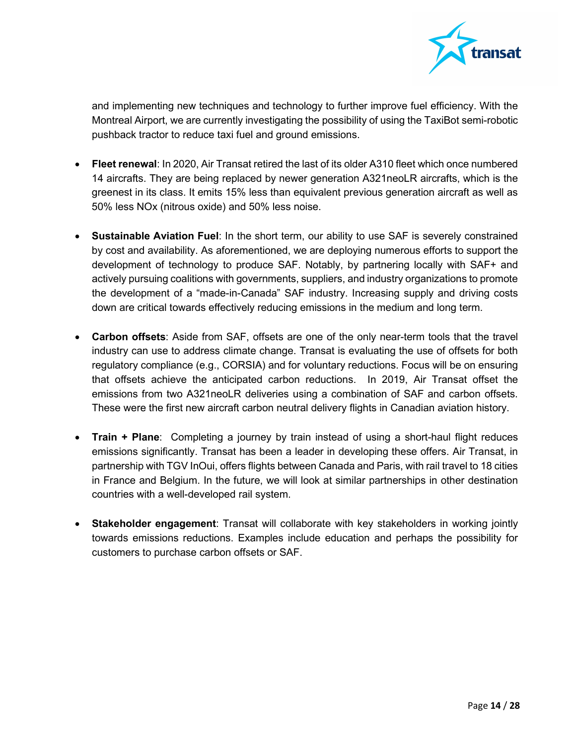and implementing new techniques and technology to further improve fuel efficiency. With the Montreal Airport, we are currently investigating the possibility of using the TaxiBot semi-robotic pushback tractor to reduce taxi fuel and ground emissions.

- **Fleet renewal**: In 2020, Air Transat retired the last of its older A310 fleet which once numbered 14 aircrafts. They are being replaced by newer generation A321neoLR aircrafts, which is the greenest in its class. It emits 15% less than equivalent previous generation aircraft as well as 50% less NOx (nitrous oxide) and 50% less noise.

- **Sustainable Aviation Fuel**: In the short term, our ability to use SAF is severely constrained by cost and availability. As aforementioned, we are deploying numerous efforts to support the development of technology to produce SAF. Notably, by partnering locally with SAF+ and actively pursuing coalitions with governments, suppliers, and industry organizations to promote the development of a "made-in-Canada" SAF industry. Increasing supply and driving costs down are critical towards effectively reducing emissions in the medium and long term.

- **Carbon offsets**: Aside from SAF, offsets are one of the only near-term tools that the travel industry can use to address climate change. Transat is evaluating the use of offsets for both regulatory compliance (e.g., CORSIA) and for voluntary reductions. Focus will be on ensuring that offsets achieve the anticipated carbon reductions. In 2019, Air Transat offset the emissions from two A321neoLR deliveries using a combination of SAF and carbon offsets. These were the first new aircraft carbon neutral delivery flights in Canadian aviation history.

- **Train + Plane**: Completing a journey by train instead of using a short-haul flight reduces emissions significantly. Transat has been a leader in developing these offers. Air Transat, in partnership with TGV InOui, offers flights between Canada and Paris, with rail travel to 18 cities in France and Belgium. In the future, we will look at similar partnerships in other destination countries with a well-developed rail system.

- **Stakeholder engagement**: Transat will collaborate with key stakeholders in working jointly towards emissions reductions. Examples include education and perhaps the possibility for customers to purchase carbon offsets or SAF.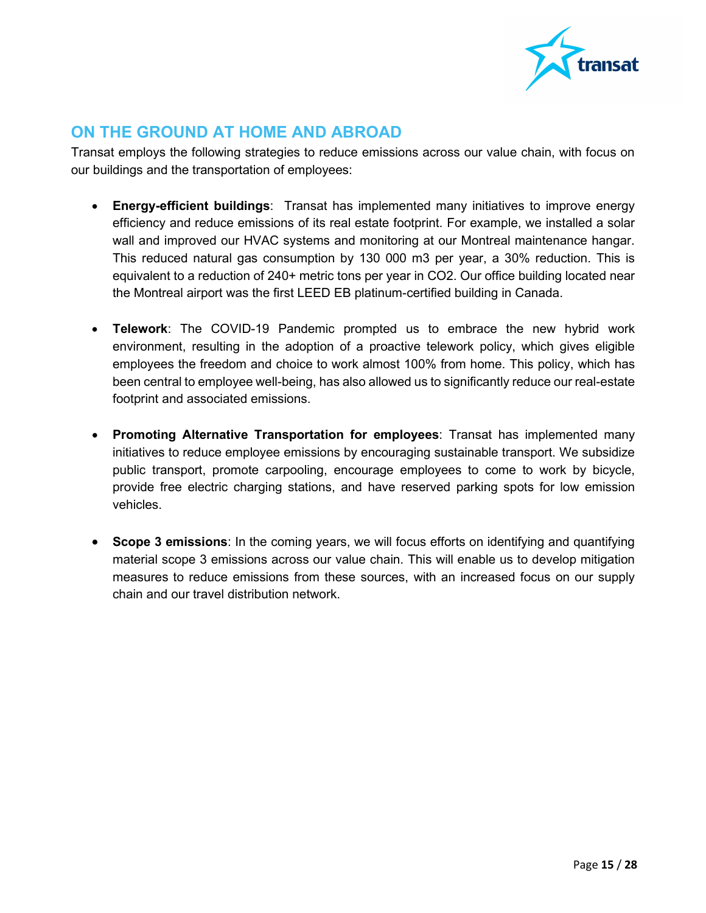## ON THE GROUND AT HOME AND ABROAD

Transat employs the following strategies to reduce emissions across our value chain, with focus on our buildings and the transportation of employees:

- **Energy-efficient buildings**: Transat has implemented many initiatives to improve energy efficiency and reduce emissions of its real estate footprint. For example, we installed a solar wall and improved our HVAC systems and monitoring at our Montreal maintenance hangar. This reduced natural gas consumption by 130 000 m3 per year, a 30% reduction. This is equivalent to a reduction of 240+ metric tons per year in $CO_2$. Our office building located near the Montreal airport was the first LEED EB platinum-certified building in Canada.

- **Telework**: The COVID-19 Pandemic prompted us to embrace the new hybrid work environment, resulting in the adoption of a proactive telework policy, which gives eligible employees the freedom and choice to work almost 100% from home. This policy, which has been central to employee well-being, has also allowed us to significantly reduce our real-estate footprint and associated emissions.

- **Promoting Alternative Transportation for employees**: Transat has implemented many initiatives to reduce employee emissions by encouraging sustainable transport. We subsidize public transport, promote carpooling, encourage employees to come to work by bicycle, provide free electric charging stations, and have reserved parking spots for low emission vehicles.

- **Scope 3 emissions**: In the coming years, we will focus efforts on identifying and quantifying material scope 3 emissions across our value chain. This will enable us to develop mitigation measures to reduce emissions from these sources, with an increased focus on our supply chain and our travel distribution network.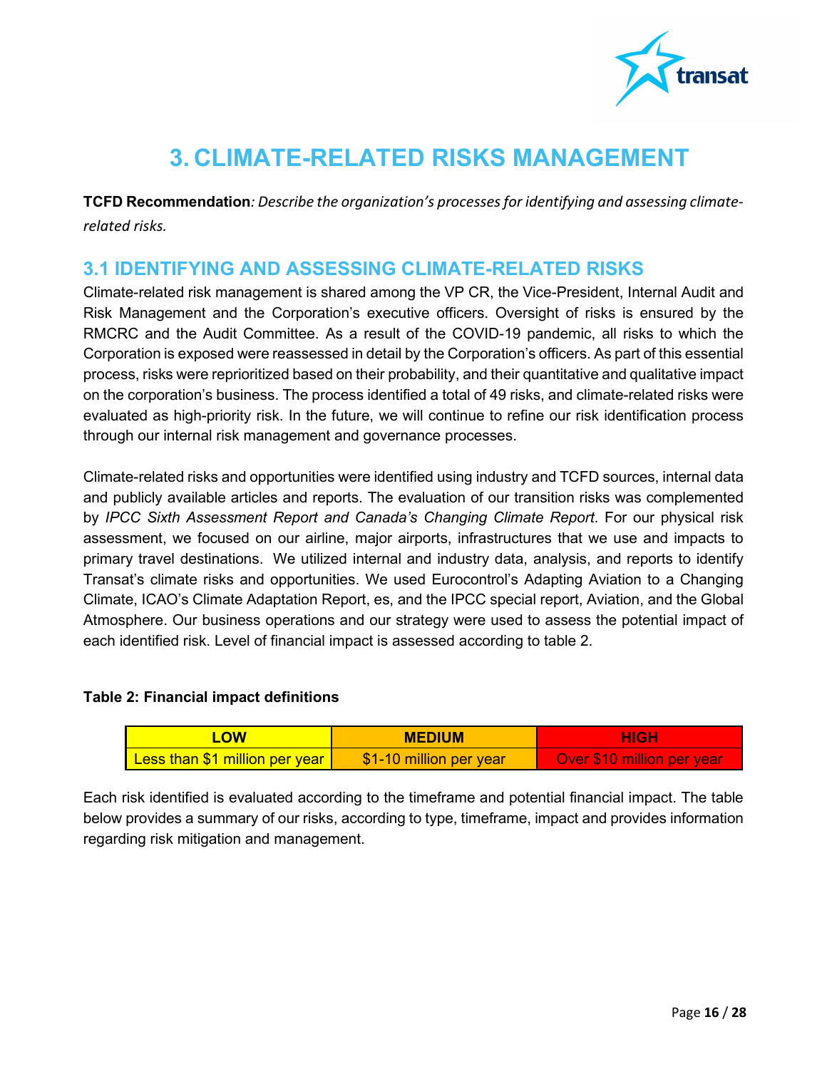# 3. CLIMATE-RELATED RISKS MANAGEMENT

**TCFD Recommendation**: *Describe the organization's processes for identifying and assessing climate-related risks.*

## 3.1 IDENTIFYING AND ASSESSING CLIMATE-RELATED RISKS

Climate-related risk management is shared among the VP CR, the Vice-President, Internal Audit and Risk Management and the Corporation's executive officers. Oversight of risks is ensured by the RMCRC and the Audit Committee. As a result of the COVID-19 pandemic, all risks to which the Corporation is exposed were reassessed in detail by the Corporation's officers. As part of this essential process, risks were reprioritized based on their probability, and their quantitative and qualitative impact on the corporation's business. The process identified a total of 49 risks, and climate-related risks were evaluated as high-priority risk. In the future, we will continue to refine our risk identification process through our internal risk management and governance processes.

Climate-related risks and opportunities were identified using industry and TCFD sources, internal data and publicly available articles and reports. The evaluation of our transition risks was complemented by *IPCC Sixth Assessment Report and Canada's Changing Climate Report*. For our physical risk assessment, we focused on our airline, major airports, infrastructures that we use and impacts to primary travel destinations. We utilized internal and industry data, analysis, and reports to identify Transat's climate risks and opportunities. We used Eurocontrol's Adapting Aviation to a Changing Climate, ICAO's Climate Adaptation Report, es, and the IPCC special report, Aviation, and the Global Atmosphere. Our business operations and our strategy were used to assess the potential impact of each identified risk. Level of financial impact is assessed according to table 2.

**Table 2: Financial impact definitions**

| LOW | MEDIUM | HIGH |
|---|---|---|
| Less than $1 million per year | $1-10 million per year | Over $10 million per year |

Each risk identified is evaluated according to the timeframe and potential financial impact. The table below provides a summary of our risks, according to type, timeframe, impact and provides information regarding risk mitigation and management.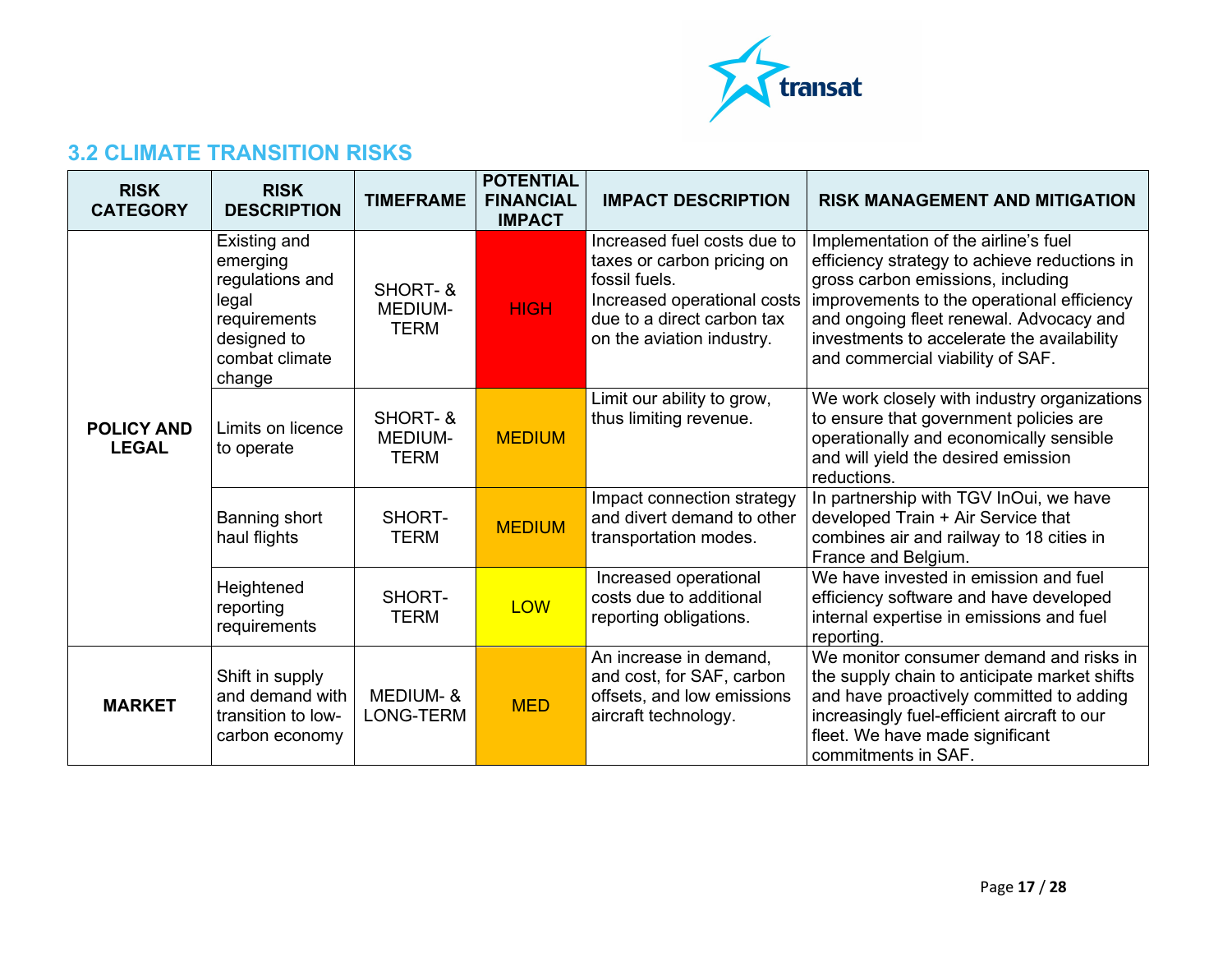## 3.2 CLIMATE TRANSITION RISKS

| RISK CATEGORY | RISK DESCRIPTION | TIMEFRAME | POTENTIAL FINANCIAL IMPACT | IMPACT DESCRIPTION | RISK MANAGEMENT AND MITIGATION |
|---|---|---|---|---|---|
| **POLICY AND LEGAL** | Existing and emerging regulations and legal requirements designed to combat climate change | SHORT- & MEDIUM-TERM | HIGH | Increased fuel costs due to taxes or carbon pricing on fossil fuels.<br>Increased operational costs due to a direct carbon tax on the aviation industry. | Implementation of the airline's fuel efficiency strategy to achieve reductions in gross carbon emissions, including improvements to the operational efficiency and ongoing fleet renewal. Advocacy and investments to accelerate the availability and commercial viability of SAF. |
| | Limits on licence to operate | SHORT- & MEDIUM-TERM | MEDIUM | Limit our ability to grow, thus limiting revenue. | We work closely with industry organizations to ensure that government policies are operationally and economically sensible and will yield the desired emission reductions. |
| | Banning short haul flights | SHORT-TERM | MEDIUM | Impact connection strategy and divert demand to other transportation modes. | In partnership with TGV InOui, we have developed Train + Air Service that combines air and railway to 18 cities in France and Belgium. |
| | Heightened reporting requirements | SHORT-TERM | LOW | Increased operational costs due to additional reporting obligations. | We have invested in emission and fuel efficiency software and have developed internal expertise in emissions and fuel reporting. |
| **MARKET** | Shift in supply and demand with transition to low-carbon economy | MEDIUM- & LONG-TERM | MED | An increase in demand, and cost, for SAF, carbon offsets, and low emissions aircraft technology. | We monitor consumer demand and risks in the supply chain to anticipate market shifts and have proactively committed to adding increasingly fuel-efficient aircraft to our fleet. We have made significant commitments in SAF. |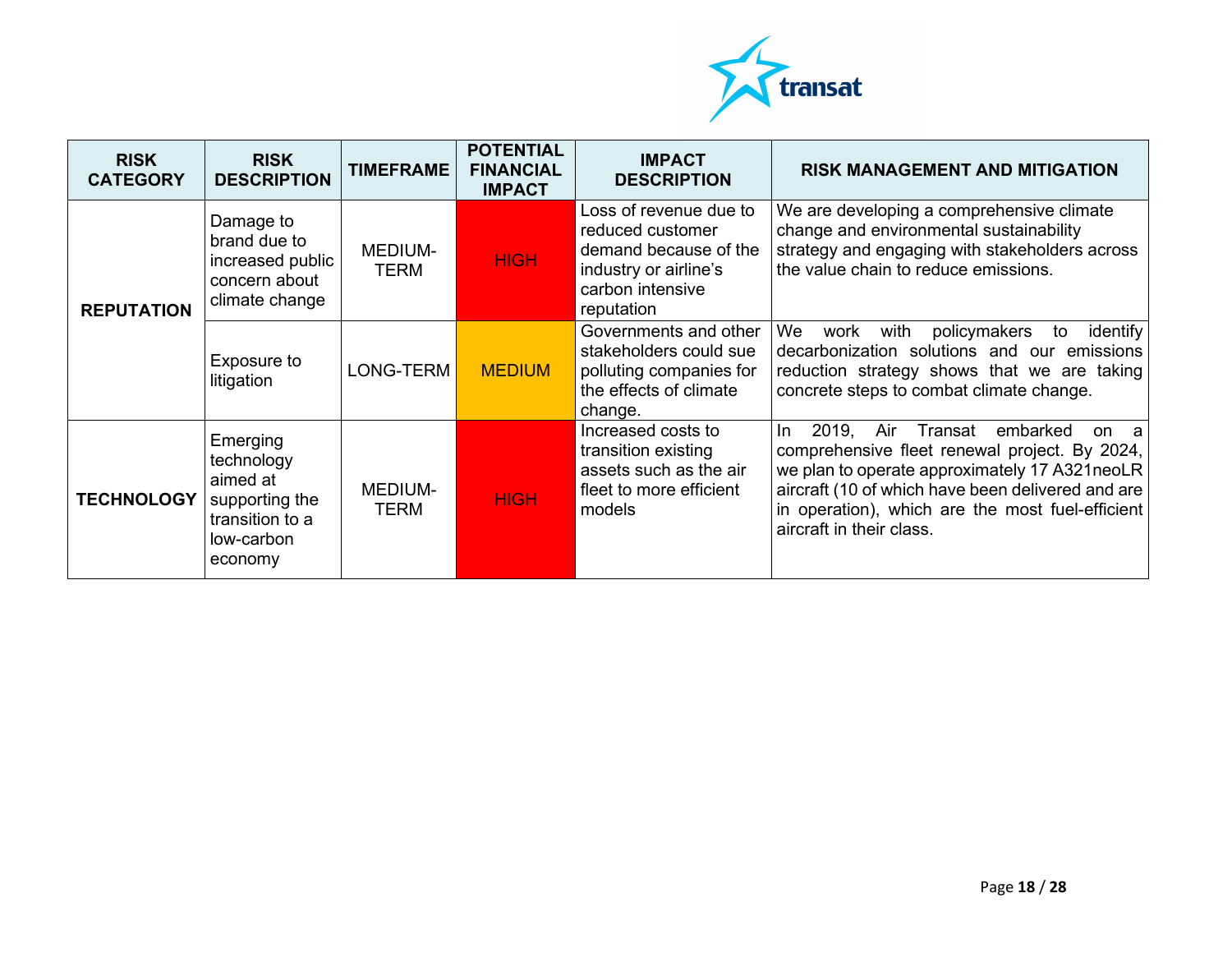| RISK CATEGORY | RISK DESCRIPTION | TIMEFRAME | POTENTIAL FINANCIAL IMPACT | IMPACT DESCRIPTION | RISK MANAGEMENT AND MITIGATION |
|---|---|---|---|---|---|
| **REPUTATION** | Damage to brand due to increased public concern about climate change | MEDIUM-TERM | HIGH | Loss of revenue due to reduced customer demand because of the industry or airline's carbon intensive reputation | We are developing a comprehensive climate change and environmental sustainability strategy and engaging with stakeholders across the value chain to reduce emissions. |
| | Exposure to litigation | LONG-TERM | MEDIUM | Governments and other stakeholders could sue polluting companies for the effects of climate change. | We work with policymakers to identify decarbonization solutions and our emissions reduction strategy shows that we are taking concrete steps to combat climate change. |
| **TECHNOLOGY** | Emerging technology aimed at supporting the transition to a low-carbon economy | MEDIUM-TERM | HIGH | Increased costs to transition existing assets such as the air fleet to more efficient models | In 2019, Air Transat embarked on a comprehensive fleet renewal project. By 2024, we plan to operate approximately 17 A321neoLR aircraft (10 of which have been delivered and are in operation), which are the most fuel-efficient aircraft in their class. |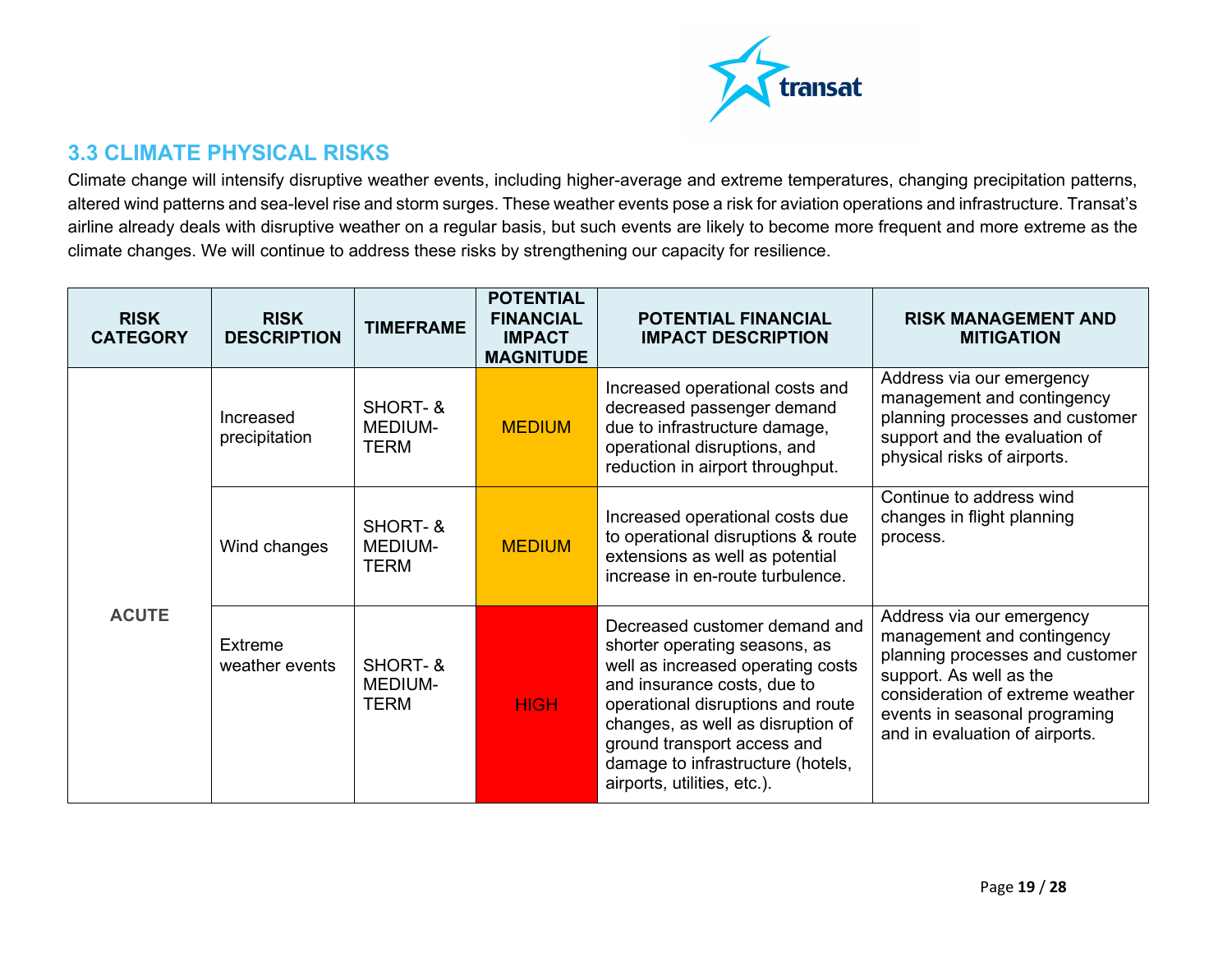## 3.3 CLIMATE PHYSICAL RISKS

Climate change will intensify disruptive weather events, including higher-average and extreme temperatures, changing precipitation patterns, altered wind patterns and sea-level rise and storm surges. These weather events pose a risk for aviation operations and infrastructure. Transat's airline already deals with disruptive weather on a regular basis, but such events are likely to become more frequent and more extreme as the climate changes. We will continue to address these risks by strengthening our capacity for resilience.

| RISK CATEGORY | RISK DESCRIPTION | TIMEFRAME | POTENTIAL FINANCIAL IMPACT MAGNITUDE | POTENTIAL FINANCIAL IMPACT DESCRIPTION | RISK MANAGEMENT AND MITIGATION |
|---|---|---|---|---|---|
| ACUTE | Increased precipitation | SHORT- & MEDIUM-TERM | MEDIUM | Increased operational costs and decreased passenger demand due to infrastructure damage, operational disruptions, and reduction in airport throughput. | Address via our emergency management and contingency planning processes and customer support and the evaluation of physical risks of airports. |
| | Wind changes | SHORT- & MEDIUM-TERM | MEDIUM | Increased operational costs due to operational disruptions & route extensions as well as potential increase in en-route turbulence. | Continue to address wind changes in flight planning process. |
| | Extreme weather events | SHORT- & MEDIUM-TERM | HIGH | Decreased customer demand and shorter operating seasons, as well as increased operating costs and insurance costs, due to operational disruptions and route changes, as well as disruption of ground transport access and damage to infrastructure (hotels, airports, utilities, etc.). | Address via our emergency management and contingency planning processes and customer support. As well as the consideration of extreme weather events in seasonal programing and in evaluation of airports. |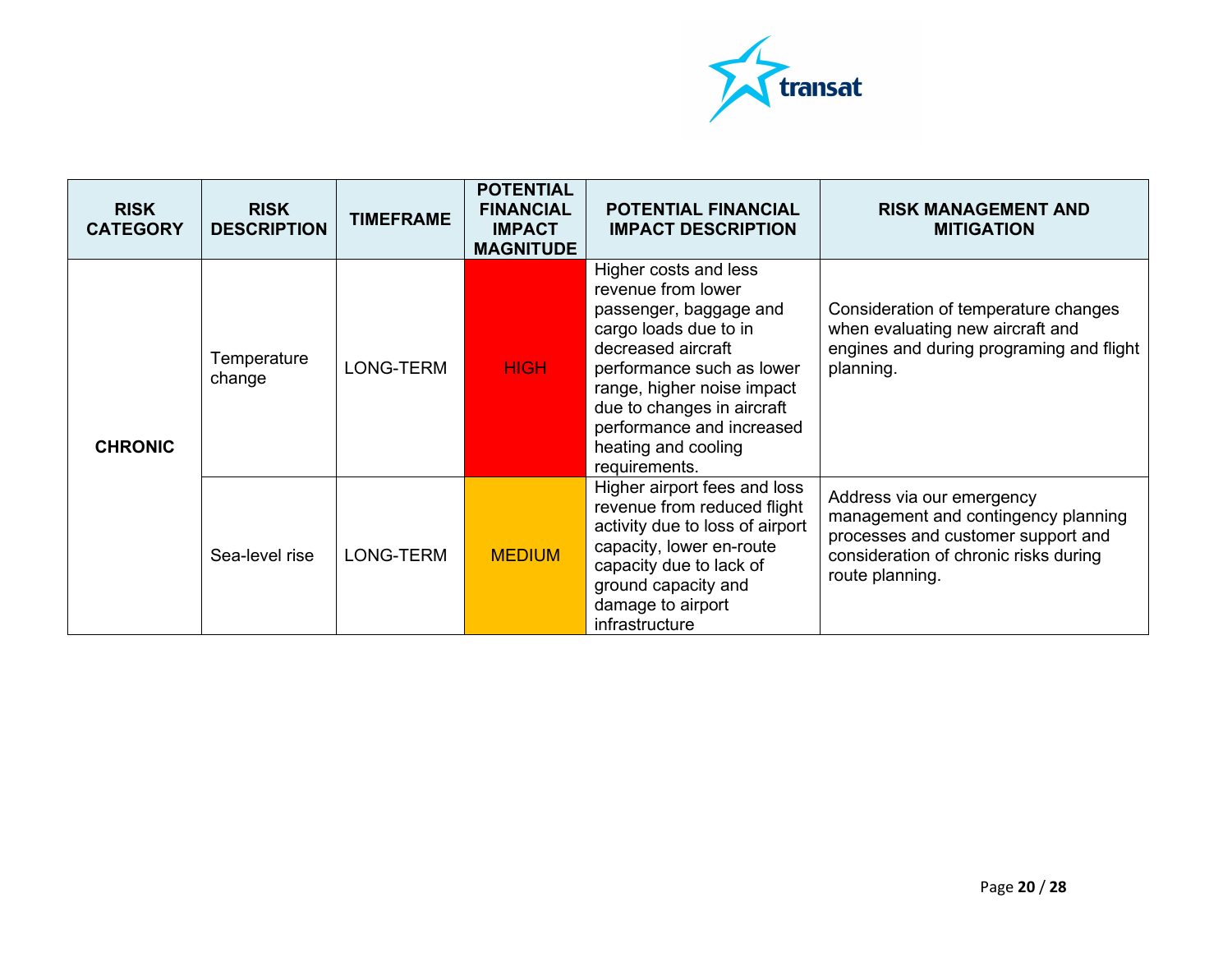| RISK CATEGORY | RISK DESCRIPTION | TIMEFRAME | POTENTIAL FINANCIAL IMPACT MAGNITUDE | POTENTIAL FINANCIAL IMPACT DESCRIPTION | RISK MANAGEMENT AND MITIGATION |
|---|---|---|---|---|---|
| **CHRONIC** | Temperature change | LONG-TERM | HIGH | Higher costs and less revenue from lower passenger, baggage and cargo loads due to in decreased aircraft performance such as lower range, higher noise impact due to changes in aircraft performance and increased heating and cooling requirements. | Consideration of temperature changes when evaluating new aircraft and engines and during programing and flight planning. |
| | Sea-level rise | LONG-TERM | MEDIUM | Higher airport fees and loss revenue from reduced flight activity due to loss of airport capacity, lower en-route capacity due to lack of ground capacity and damage to airport infrastructure | Address via our emergency management and contingency planning processes and customer support and consideration of chronic risks during route planning. |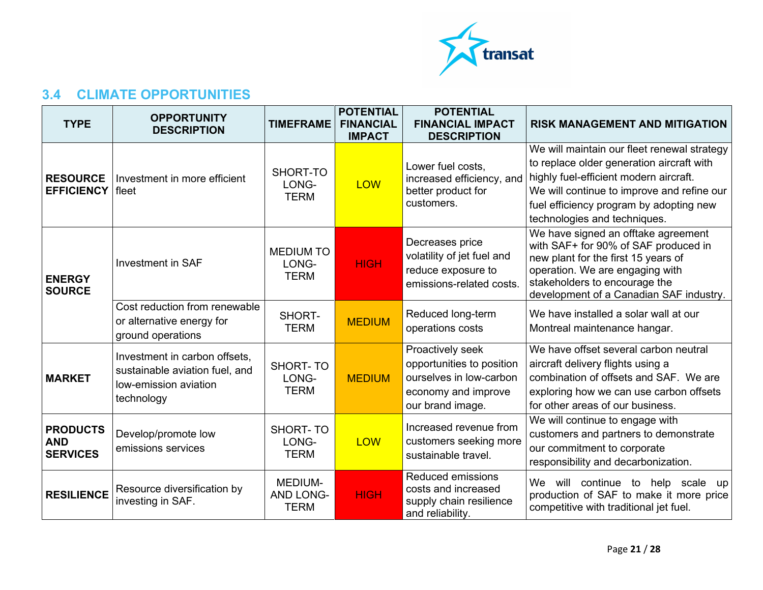## 3.4 CLIMATE OPPORTUNITIES

| TYPE | OPPORTUNITY DESCRIPTION | TIMEFRAME | POTENTIAL FINANCIAL IMPACT | POTENTIAL FINANCIAL IMPACT DESCRIPTION | RISK MANAGEMENT AND MITIGATION |
|---|---|---|---|---|---|
| **RESOURCE EFFICIENCY** | Investment in more efficient fleet | SHORT-TO LONG-TERM | LOW | Lower fuel costs, increased efficiency, and better product for customers. | We will maintain our fleet renewal strategy to replace older generation aircraft with highly fuel-efficient modern aircraft. We will continue to improve and refine our fuel efficiency program by adopting new technologies and techniques. |
| **ENERGY SOURCE** | Investment in SAF | MEDIUM TO LONG-TERM | HIGH | Decreases price volatility of jet fuel and reduce exposure to emissions-related costs. | We have signed an offtake agreement with SAF+ for 90% of SAF produced in new plant for the first 15 years of operation. We are engaging with stakeholders to encourage the development of a Canadian SAF industry. |
| | Cost reduction from renewable or alternative energy for ground operations | SHORT-TERM | MEDIUM | Reduced long-term operations costs | We have installed a solar wall at our Montreal maintenance hangar. |
| **MARKET** | Investment in carbon offsets, sustainable aviation fuel, and low-emission aviation technology | SHORT- TO LONG-TERM | MEDIUM | Proactively seek opportunities to position ourselves in low-carbon economy and improve our brand image. | We have offset several carbon neutral aircraft delivery flights using a combination of offsets and SAF. We are exploring how we can use carbon offsets for other areas of our business. |
| **PRODUCTS AND SERVICES** | Develop/promote low emissions services | SHORT- TO LONG-TERM | LOW | Increased revenue from customers seeking more sustainable travel. | We will continue to engage with customers and partners to demonstrate our commitment to corporate responsibility and decarbonization. |
| **RESILIENCE** | Resource diversification by investing in SAF. | MEDIUM- AND LONG-TERM | HIGH | Reduced emissions costs and increased supply chain resilience and reliability. | We will continue to help scale up production of SAF to make it more price competitive with traditional jet fuel. |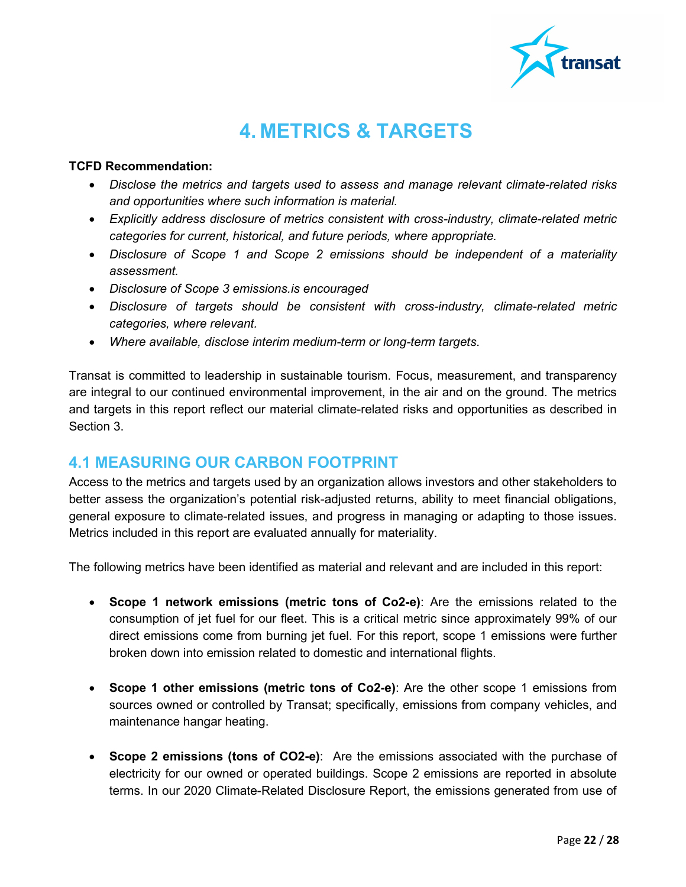# 4. METRICS & TARGETS

**TCFD Recommendation:**

- *Disclose the metrics and targets used to assess and manage relevant climate-related risks and opportunities where such information is material.*
- *Explicitly address disclosure of metrics consistent with cross-industry, climate-related metric categories for current, historical, and future periods, where appropriate.*
- *Disclosure of Scope 1 and Scope 2 emissions should be independent of a materiality assessment.*
- *Disclosure of Scope 3 emissions.is encouraged*
- *Disclosure of targets should be consistent with cross-industry, climate-related metric categories, where relevant.*
- *Where available, disclose interim medium-term or long-term targets.*

Transat is committed to leadership in sustainable tourism. Focus, measurement, and transparency are integral to our continued environmental improvement, in the air and on the ground. The metrics and targets in this report reflect our material climate-related risks and opportunities as described in Section 3.

## 4.1 MEASURING OUR CARBON FOOTPRINT

Access to the metrics and targets used by an organization allows investors and other stakeholders to better assess the organization's potential risk-adjusted returns, ability to meet financial obligations, general exposure to climate-related issues, and progress in managing or adapting to those issues. Metrics included in this report are evaluated annually for materiality.

The following metrics have been identified as material and relevant and are included in this report:

- **Scope 1 network emissions (metric tons of Co2-e)**: Are the emissions related to the consumption of jet fuel for our fleet. This is a critical metric since approximately 99% of our direct emissions come from burning jet fuel. For this report, scope 1 emissions were further broken down into emission related to domestic and international flights.

- **Scope 1 other emissions (metric tons of Co2-e)**: Are the other scope 1 emissions from sources owned or controlled by Transat; specifically, emissions from company vehicles, and maintenance hangar heating.

- **Scope 2 emissions (tons of CO2-e)**: Are the emissions associated with the purchase of electricity for our owned or operated buildings. Scope 2 emissions are reported in absolute terms. In our 2020 Climate-Related Disclosure Report, the emissions generated from use of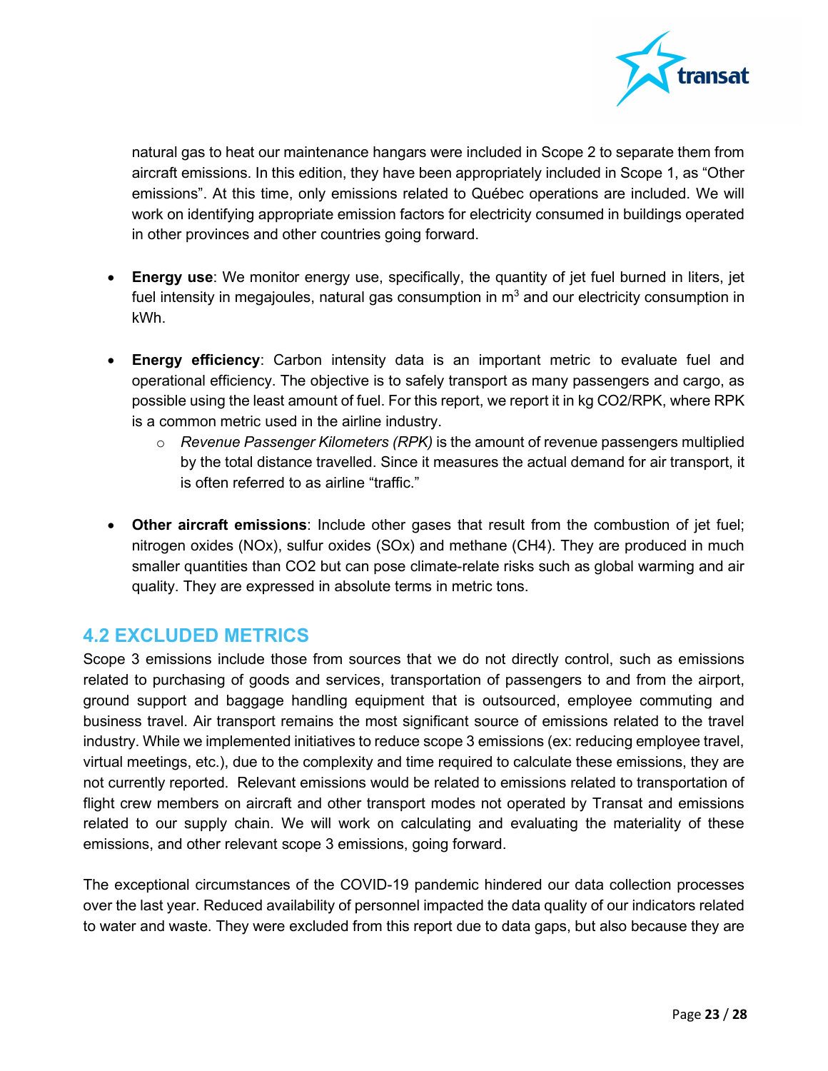natural gas to heat our maintenance hangars were included in Scope 2 to separate them from aircraft emissions. In this edition, they have been appropriately included in Scope 1, as "Other emissions". At this time, only emissions related to Québec operations are included. We will work on identifying appropriate emission factors for electricity consumed in buildings operated in other provinces and other countries going forward.

- **Energy use**: We monitor energy use, specifically, the quantity of jet fuel burned in liters, jet fuel intensity in megajoules, natural gas consumption in $m^3$ and our electricity consumption in kWh.

- **Energy efficiency**: Carbon intensity data is an important metric to evaluate fuel and operational efficiency. The objective is to safely transport as many passengers and cargo, as possible using the least amount of fuel. For this report, we report it in kg $CO_2$/RPK, where RPK is a common metric used in the airline industry.
    - *Revenue Passenger Kilometers (RPK)* is the amount of revenue passengers multiplied by the total distance travelled. Since it measures the actual demand for air transport, it is often referred to as airline "traffic."

- **Other aircraft emissions**: Include other gases that result from the combustion of jet fuel; nitrogen oxides ($NO_x$), sulfur oxides ($SO_x$) and methane ($CH_4$). They are produced in much smaller quantities than $CO_2$ but can pose climate-relate risks such as global warming and air quality. They are expressed in absolute terms in metric tons.

## 4.2 EXCLUDED METRICS

Scope 3 emissions include those from sources that we do not directly control, such as emissions related to purchasing of goods and services, transportation of passengers to and from the airport, ground support and baggage handling equipment that is outsourced, employee commuting and business travel. Air transport remains the most significant source of emissions related to the travel industry. While we implemented initiatives to reduce scope 3 emissions (ex: reducing employee travel, virtual meetings, etc.), due to the complexity and time required to calculate these emissions, they are not currently reported. Relevant emissions would be related to emissions related to transportation of flight crew members on aircraft and other transport modes not operated by Transat and emissions related to our supply chain. We will work on calculating and evaluating the materiality of these emissions, and other relevant scope 3 emissions, going forward.

The exceptional circumstances of the COVID-19 pandemic hindered our data collection processes over the last year. Reduced availability of personnel impacted the data quality of our indicators related to water and waste. They were excluded from this report due to data gaps, but also because they are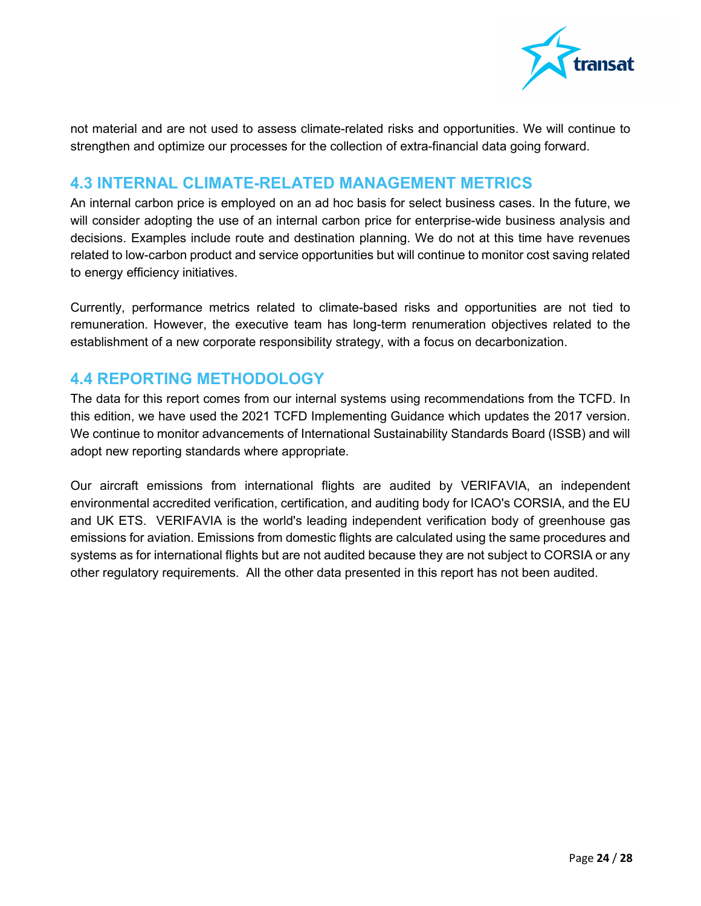not material and are not used to assess climate-related risks and opportunities. We will continue to strengthen and optimize our processes for the collection of extra-financial data going forward.

## 4.3 INTERNAL CLIMATE-RELATED MANAGEMENT METRICS

An internal carbon price is employed on an ad hoc basis for select business cases. In the future, we will consider adopting the use of an internal carbon price for enterprise-wide business analysis and decisions. Examples include route and destination planning. We do not at this time have revenues related to low-carbon product and service opportunities but will continue to monitor cost saving related to energy efficiency initiatives.

Currently, performance metrics related to climate-based risks and opportunities are not tied to remuneration. However, the executive team has long-term renumeration objectives related to the establishment of a new corporate responsibility strategy, with a focus on decarbonization.

## 4.4 REPORTING METHODOLOGY

The data for this report comes from our internal systems using recommendations from the TCFD. In this edition, we have used the 2021 TCFD Implementing Guidance which updates the 2017 version. We continue to monitor advancements of International Sustainability Standards Board (ISSB) and will adopt new reporting standards where appropriate.

Our aircraft emissions from international flights are audited by VERIFAVIA, an independent environmental accredited verification, certification, and auditing body for ICAO's CORSIA, and the EU and UK ETS. VERIFAVIA is the world's leading independent verification body of greenhouse gas emissions for aviation. Emissions from domestic flights are calculated using the same procedures and systems as for international flights but are not audited because they are not subject to CORSIA or any other regulatory requirements. All the other data presented in this report has not been audited.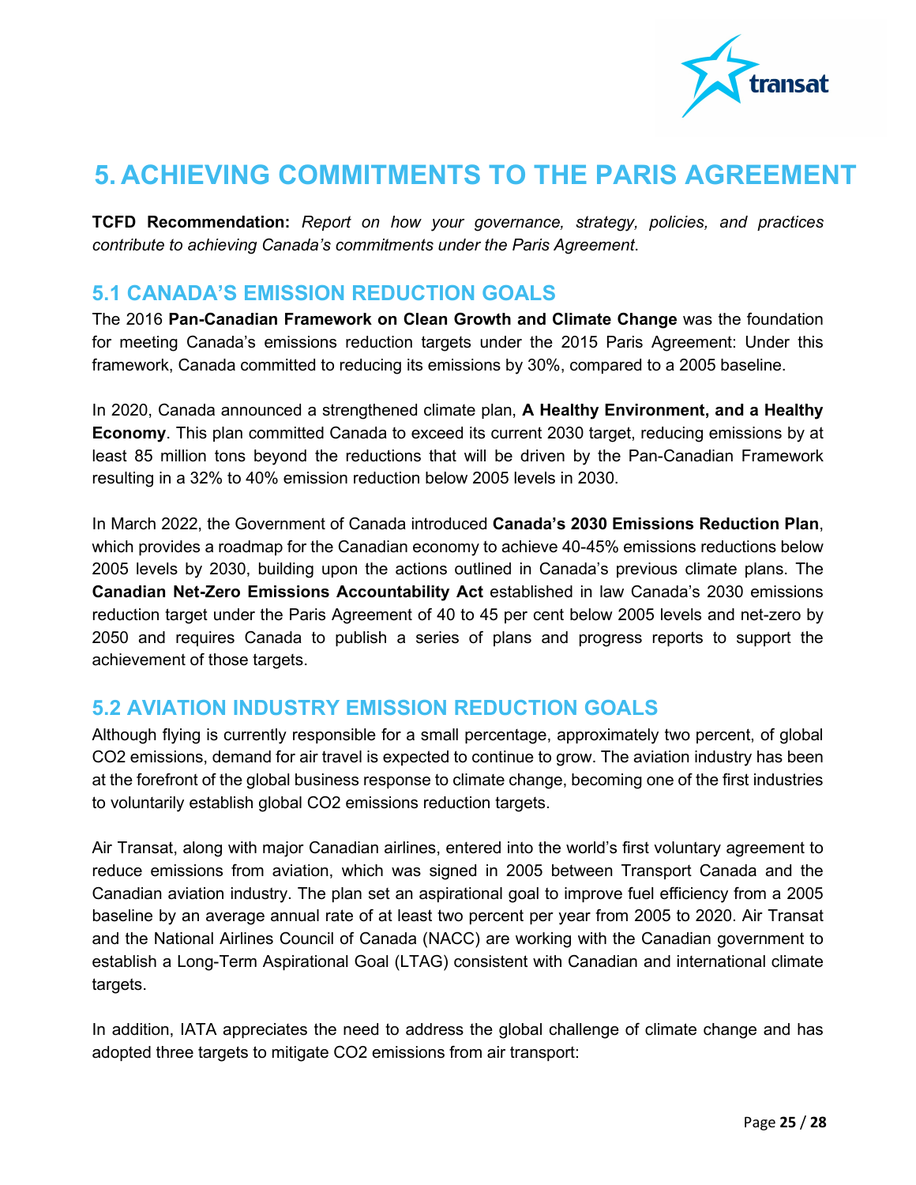# 5. ACHIEVING COMMITMENTS TO THE PARIS AGREEMENT

**TCFD Recommendation:** *Report on how your governance, strategy, policies, and practices contribute to achieving Canada's commitments under the Paris Agreement*.

## 5.1 CANADA'S EMISSION REDUCTION GOALS

The 2016 **Pan-Canadian Framework on Clean Growth and Climate Change** was the foundation for meeting Canada's emissions reduction targets under the 2015 Paris Agreement: Under this framework, Canada committed to reducing its emissions by 30%, compared to a 2005 baseline.

In 2020, Canada announced a strengthened climate plan, **A Healthy Environment, and a Healthy Economy**. This plan committed Canada to exceed its current 2030 target, reducing emissions by at least 85 million tons beyond the reductions that will be driven by the Pan-Canadian Framework resulting in a 32% to 40% emission reduction below 2005 levels in 2030.

In March 2022, the Government of Canada introduced **Canada's 2030 Emissions Reduction Plan**, which provides a roadmap for the Canadian economy to achieve 40-45% emissions reductions below 2005 levels by 2030, building upon the actions outlined in Canada's previous climate plans. The **Canadian Net-Zero Emissions Accountability Act** established in law Canada's 2030 emissions reduction target under the Paris Agreement of 40 to 45 per cent below 2005 levels and net-zero by 2050 and requires Canada to publish a series of plans and progress reports to support the achievement of those targets.

## 5.2 AVIATION INDUSTRY EMISSION REDUCTION GOALS

Although flying is currently responsible for a small percentage, approximately two percent, of global $CO_2$ emissions, demand for air travel is expected to continue to grow. The aviation industry has been at the forefront of the global business response to climate change, becoming one of the first industries to voluntarily establish global $CO_2$ emissions reduction targets.

Air Transat, along with major Canadian airlines, entered into the world's first voluntary agreement to reduce emissions from aviation, which was signed in 2005 between Transport Canada and the Canadian aviation industry. The plan set an aspirational goal to improve fuel efficiency from a 2005 baseline by an average annual rate of at least two percent per year from 2005 to 2020. Air Transat and the National Airlines Council of Canada (NACC) are working with the Canadian government to establish a Long-Term Aspirational Goal (LTAG) consistent with Canadian and international climate targets.

In addition, IATA appreciates the need to address the global challenge of climate change and has adopted three targets to mitigate $CO_2$ emissions from air transport: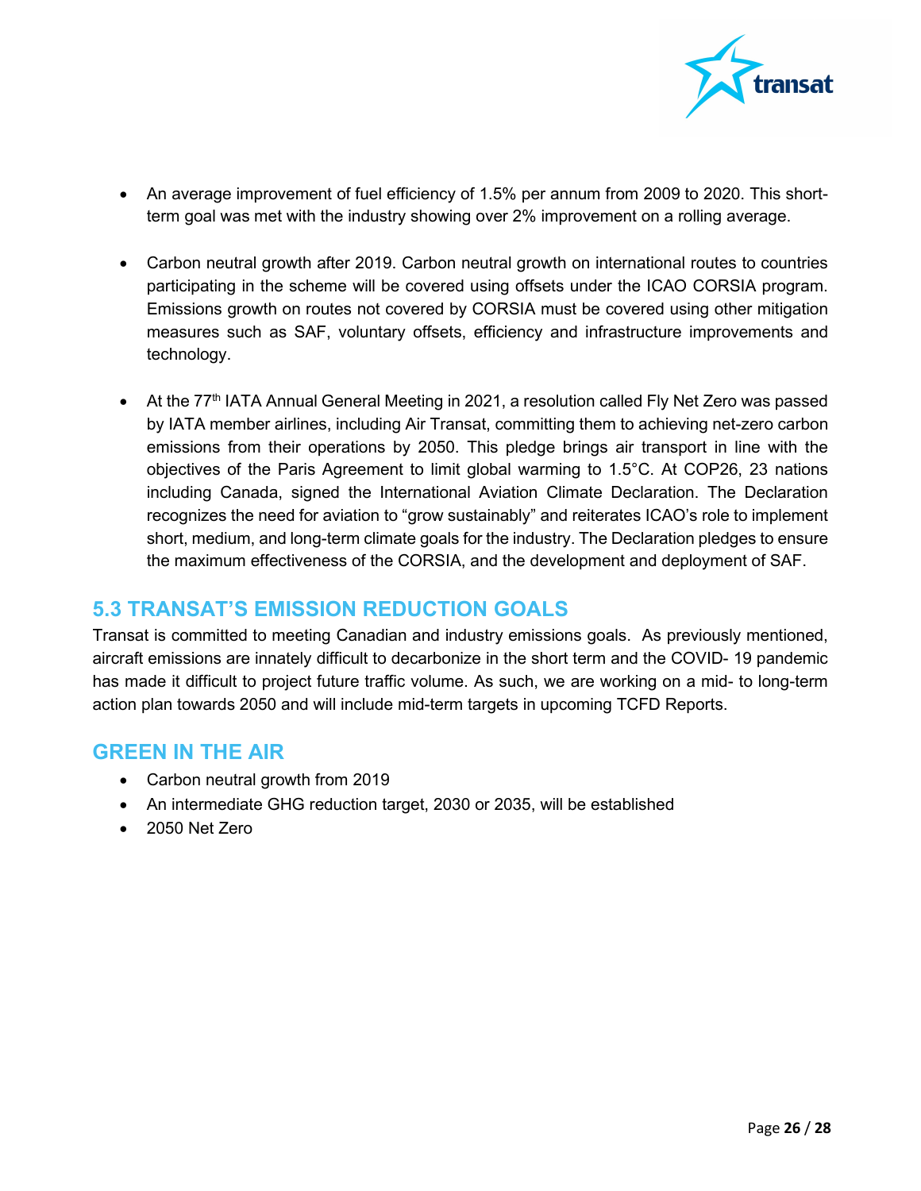- An average improvement of fuel efficiency of 1.5% per annum from 2009 to 2020. This short-term goal was met with the industry showing over 2% improvement on a rolling average.

- Carbon neutral growth after 2019. Carbon neutral growth on international routes to countries participating in the scheme will be covered using offsets under the ICAO CORSIA program. Emissions growth on routes not covered by CORSIA must be covered using other mitigation measures such as SAF, voluntary offsets, efficiency and infrastructure improvements and technology.

- At the 77th IATA Annual General Meeting in 2021, a resolution called Fly Net Zero was passed by IATA member airlines, including Air Transat, committing them to achieving net-zero carbon emissions from their operations by 2050. This pledge brings air transport in line with the objectives of the Paris Agreement to limit global warming to 1.5°C. At COP26, 23 nations including Canada, signed the International Aviation Climate Declaration. The Declaration recognizes the need for aviation to "grow sustainably" and reiterates ICAO's role to implement short, medium, and long-term climate goals for the industry. The Declaration pledges to ensure the maximum effectiveness of the CORSIA, and the development and deployment of SAF.

## 5.3 TRANSAT'S EMISSION REDUCTION GOALS

Transat is committed to meeting Canadian and industry emissions goals. As previously mentioned, aircraft emissions are innately difficult to decarbonize in the short term and the COVID- 19 pandemic has made it difficult to project future traffic volume. As such, we are working on a mid- to long-term action plan towards 2050 and will include mid-term targets in upcoming TCFD Reports.

## GREEN IN THE AIR

- Carbon neutral growth from 2019
- An intermediate GHG reduction target, 2030 or 2035, will be established
- 2050 Net Zero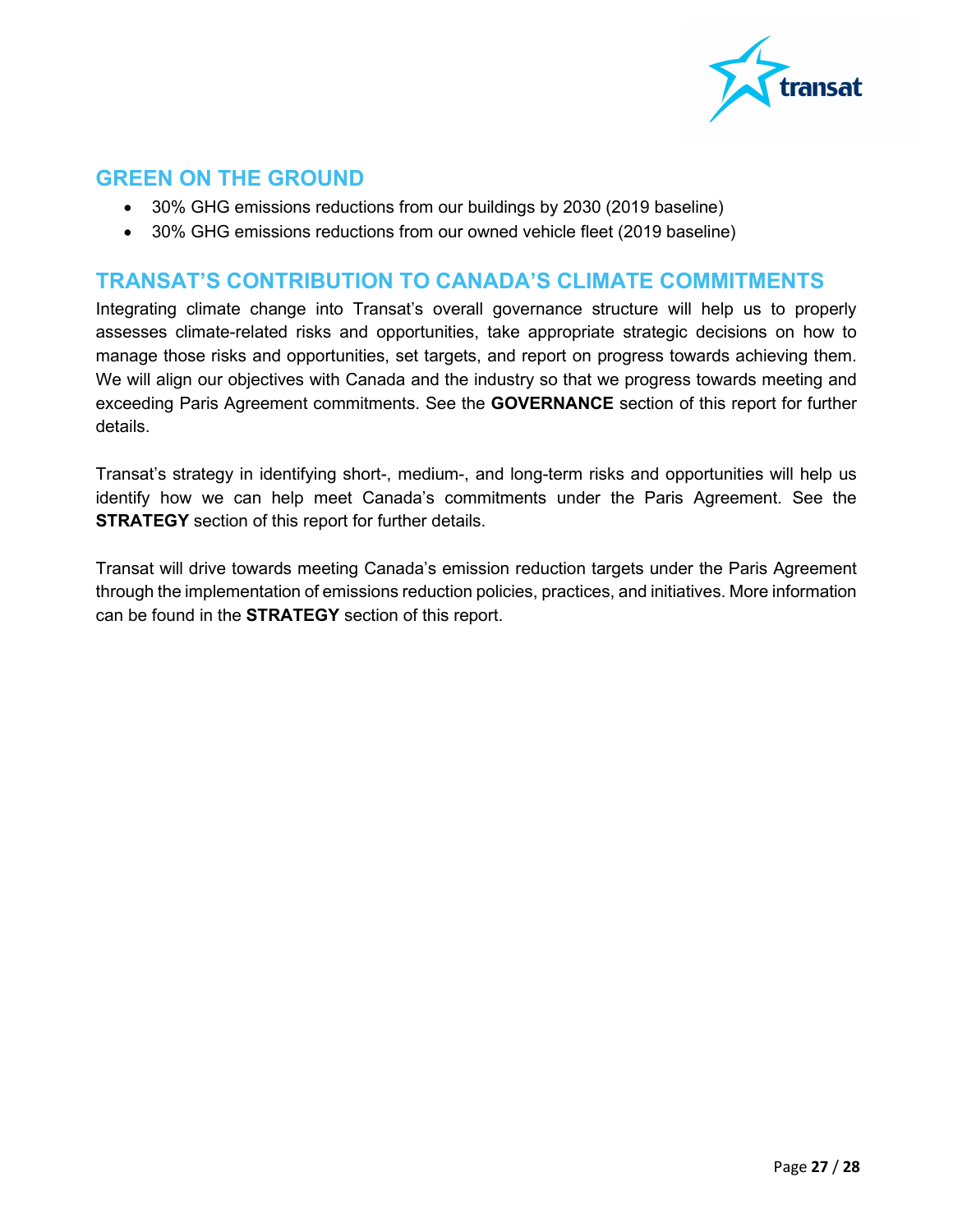## GREEN ON THE GROUND

- 30% GHG emissions reductions from our buildings by 2030 (2019 baseline)
- 30% GHG emissions reductions from our owned vehicle fleet (2019 baseline)

## TRANSAT'S CONTRIBUTION TO CANADA'S CLIMATE COMMITMENTS

Integrating climate change into Transat's overall governance structure will help us to properly assesses climate-related risks and opportunities, take appropriate strategic decisions on how to manage those risks and opportunities, set targets, and report on progress towards achieving them. We will align our objectives with Canada and the industry so that we progress towards meeting and exceeding Paris Agreement commitments. See the **GOVERNANCE** section of this report for further details.

Transat's strategy in identifying short-, medium-, and long-term risks and opportunities will help us identify how we can help meet Canada's commitments under the Paris Agreement. See the **STRATEGY** section of this report for further details.

Transat will drive towards meeting Canada's emission reduction targets under the Paris Agreement through the implementation of emissions reduction policies, practices, and initiatives. More information can be found in the **STRATEGY** section of this report.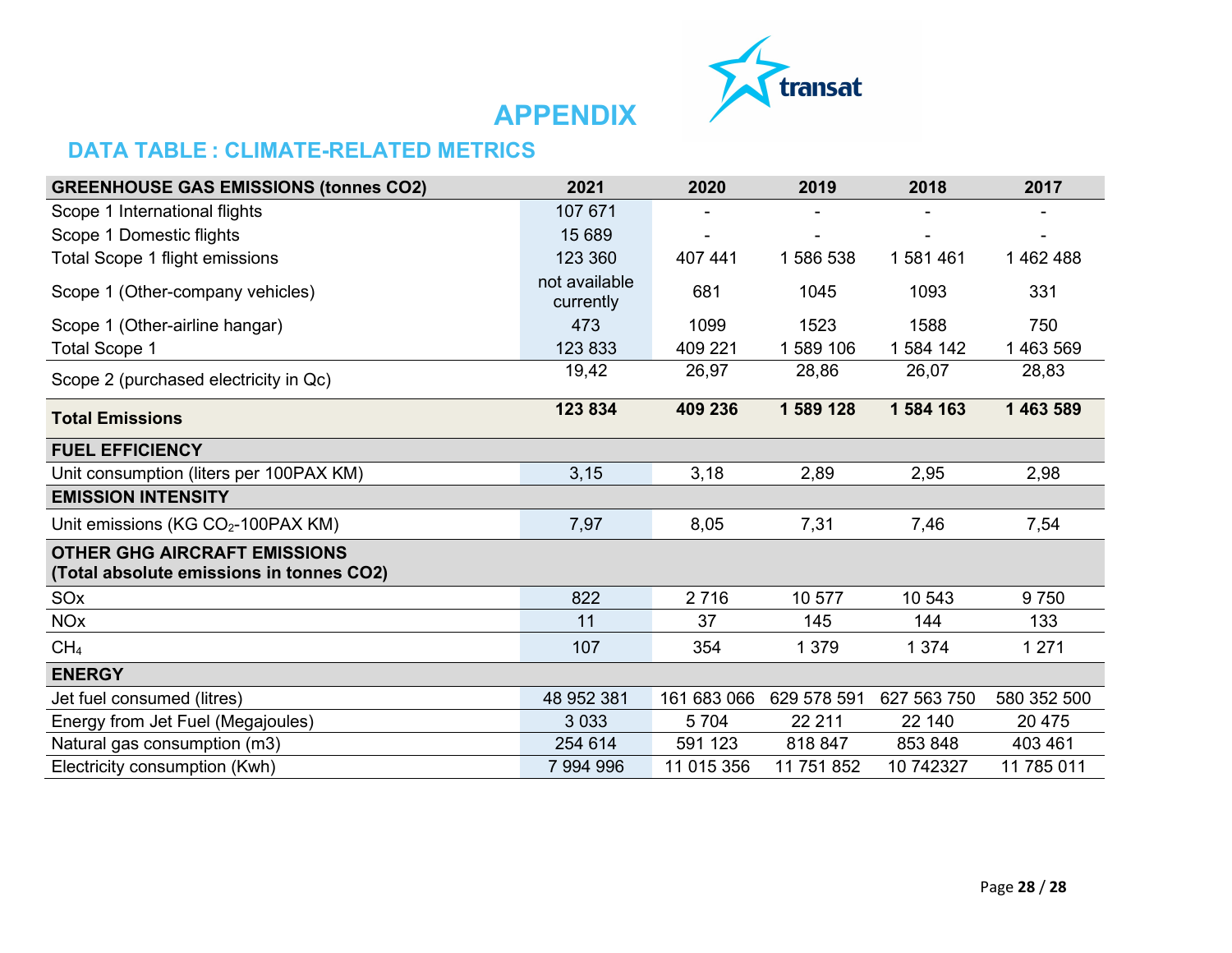# APPENDIX

## DATA TABLE : CLIMATE-RELATED METRICS

| GREENHOUSE GAS EMISSIONS (tonnes CO2) | 2021 | 2020 | 2019 | 2018 | 2017 |
|---|---|---|---|---|---|
| Scope 1 International flights | 107 671 | - | - | - | - |
| Scope 1 Domestic flights | 15 689 | - | - | - | - |
| Total Scope 1 flight emissions | 123 360 | 407 441 | 1 586 538 | 1 581 461 | 1 462 488 |
| Scope 1 (Other-company vehicles) | not available currently | 681 | 1045 | 1093 | 331 |
| Scope 1 (Other-airline hangar) | 473 | 1099 | 1523 | 1588 | 750 |
| Total Scope 1 | 123 833 | 409 221 | 1 589 106 | 1 584 142 | 1 463 569 |
| Scope 2 (purchased electricity in Qc) | 19,42 | 26,97 | 28,86 | 26,07 | 28,83 |
| **Total Emissions** | **123 834** | **409 236** | **1 589 128** | **1 584 163** | **1 463 589** |
| **FUEL EFFICIENCY** | | | | | |
| Unit consumption (liters per 100PAX KM) | 3,15 | 3,18 | 2,89 | 2,95 | 2,98 |
| **EMISSION INTENSITY** | | | | | |
| Unit emissions (KG $CO_2$-100PAX KM) | 7,97 | 8,05 | 7,31 | 7,46 | 7,54 |
| **OTHER GHG AIRCRAFT EMISSIONS (Total absolute emissions in tonnes CO2)** | | | | | |
| SOx | 822 | 2 716 | 10 577 | 10 543 | 9 750 |
| NOx | 11 | 37 | 145 | 144 | 133 |
| $CH_4$ | 107 | 354 | 1 379 | 1 374 | 1 271 |
| **ENERGY** | | | | | |
| Jet fuel consumed (litres) | 48 952 381 | 161 683 066 | 629 578 591 | 627 563 750 | 580 352 500 |
| Energy from Jet Fuel (Megajoules) | 3 033 | 5 704 | 22 211 | 22 140 | 20 475 |
| Natural gas consumption (m3) | 254 614 | 591 123 | 818 847 | 853 848 | 403 461 |
| Electricity consumption (Kwh) | 7 994 996 | 11 015 356 | 11 751 852 | 10 742327 | 11 785 011 |